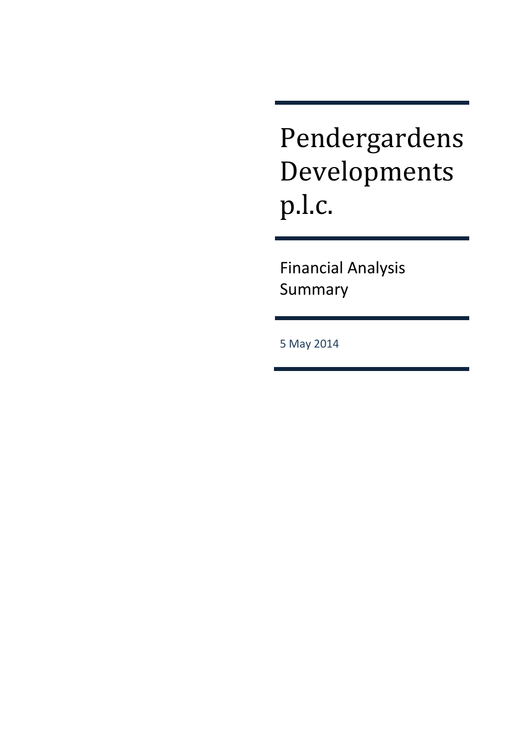# Pendergardens Developments p.l.c.

Financial Analysis Summary

5 May 2014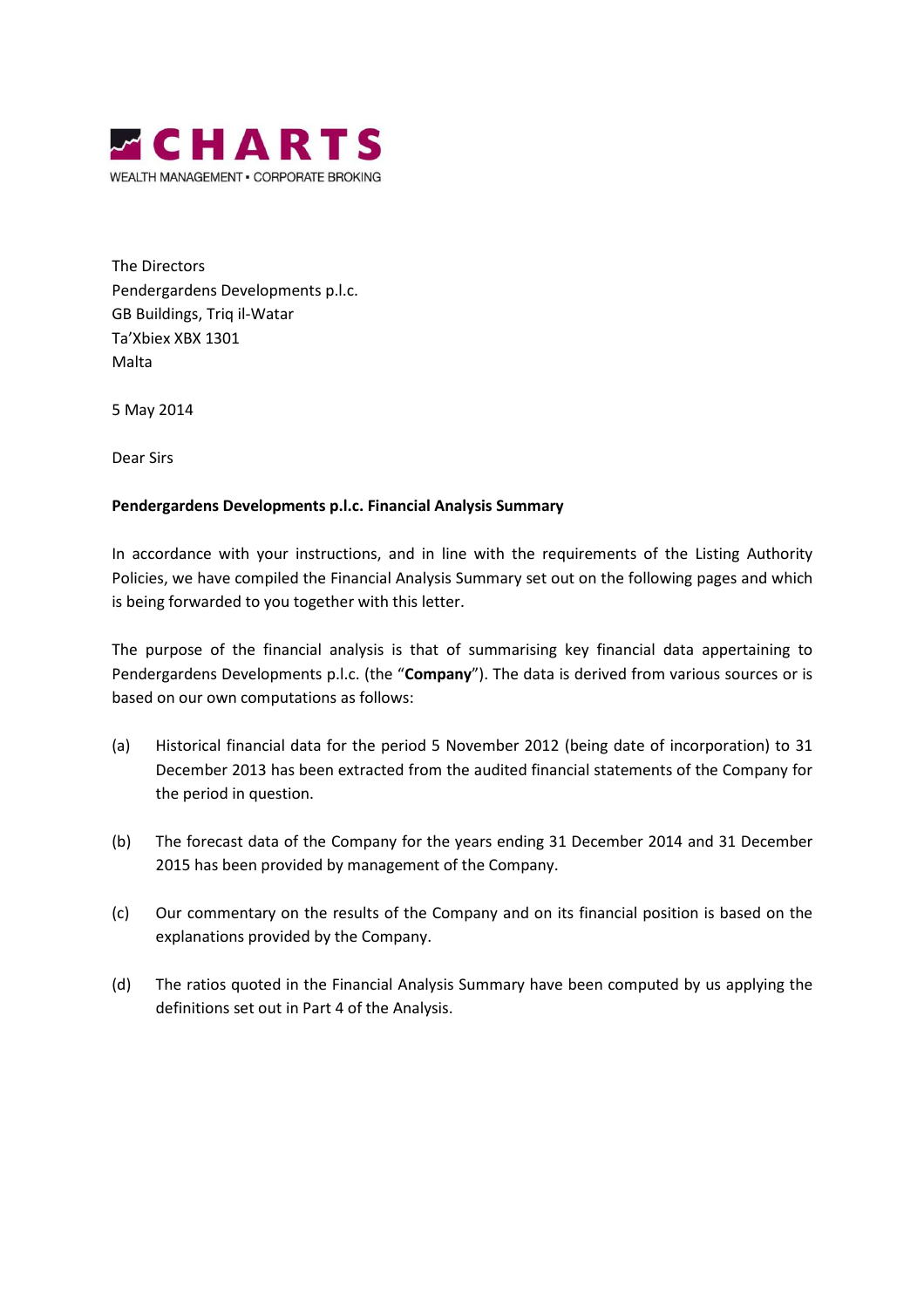**CHARTS**

WEALTH MANAGEMENT ▪ CORPORATE BROKING

The Directors
Pendergardens Developments p.l.c.
GB Buildings, Triq il-Watar
Ta'Xbiex XBX 1301
Malta

5 May 2014

Dear Sirs

**Pendergardens Developments p.l.c. Financial Analysis Summary**

In accordance with your instructions, and in line with the requirements of the Listing Authority Policies, we have compiled the Financial Analysis Summary set out on the following pages and which is being forwarded to you together with this letter.

The purpose of the financial analysis is that of summarising key financial data appertaining to Pendergardens Developments p.l.c. (the "**Company**"). The data is derived from various sources or is based on our own computations as follows:

(a) Historical financial data for the period 5 November 2012 (being date of incorporation) to 31 December 2013 has been extracted from the audited financial statements of the Company for the period in question.

(b) The forecast data of the Company for the years ending 31 December 2014 and 31 December 2015 has been provided by management of the Company.

(c) Our commentary on the results of the Company and on its financial position is based on the explanations provided by the Company.

(d) The ratios quoted in the Financial Analysis Summary have been computed by us applying the definitions set out in Part 4 of the Analysis.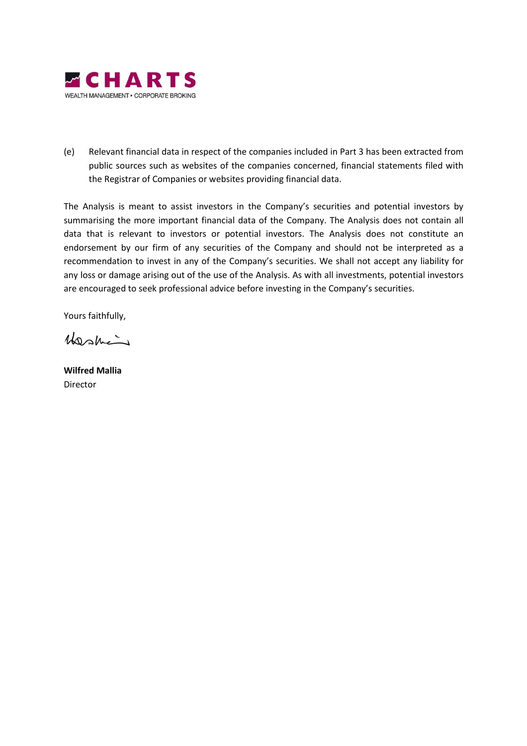(e) Relevant financial data in respect of the companies included in Part 3 has been extracted from public sources such as websites of the companies concerned, financial statements filed with the Registrar of Companies or websites providing financial data.

The Analysis is meant to assist investors in the Company's securities and potential investors by summarising the more important financial data of the Company. The Analysis does not contain all data that is relevant to investors or potential investors. The Analysis does not constitute an endorsement by our firm of any securities of the Company and should not be interpreted as a recommendation to invest in any of the Company's securities. We shall not accept any liability for any loss or damage arising out of the use of the Analysis. As with all investments, potential investors are encouraged to seek professional advice before investing in the Company's securities.

Yours faithfully,

**Wilfred Mallia**
Director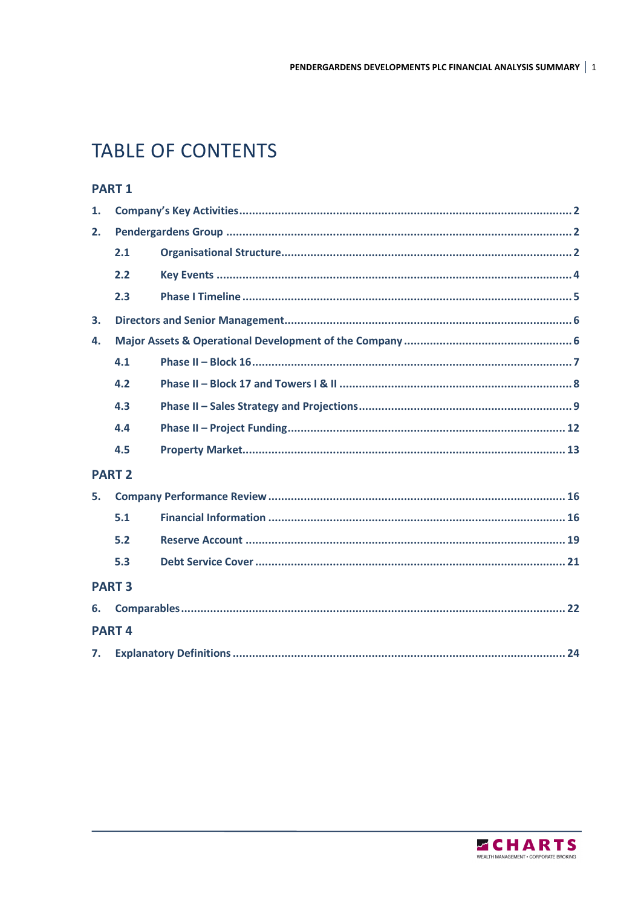# TABLE OF CONTENTS

## PART 1

1. **Company's Key Activities** ........ 2
2. **Pendergardens Group** ........ 2
   - 2.1 **Organisational Structure** ........ 2
   - 2.2 **Key Events** ........ 4
   - 2.3 **Phase I Timeline** ........ 5
3. **Directors and Senior Management** ........ 6
4. **Major Assets & Operational Development of the Company** ........ 6
   - 4.1 **Phase II – Block 16** ........ 7
   - 4.2 **Phase II – Block 17 and Towers I & II** ........ 8
   - 4.3 **Phase II – Sales Strategy and Projections** ........ 9
   - 4.4 **Phase II – Project Funding** ........ 12
   - 4.5 **Property Market** ........ 13

## PART 2

5. **Company Performance Review** ........ 16
   - 5.1 **Financial Information** ........ 16
   - 5.2 **Reserve Account** ........ 19
   - 5.3 **Debt Service Cover** ........ 21

## PART 3

6. **Comparables** ........ 22

## PART 4

7. **Explanatory Definitions** ........ 24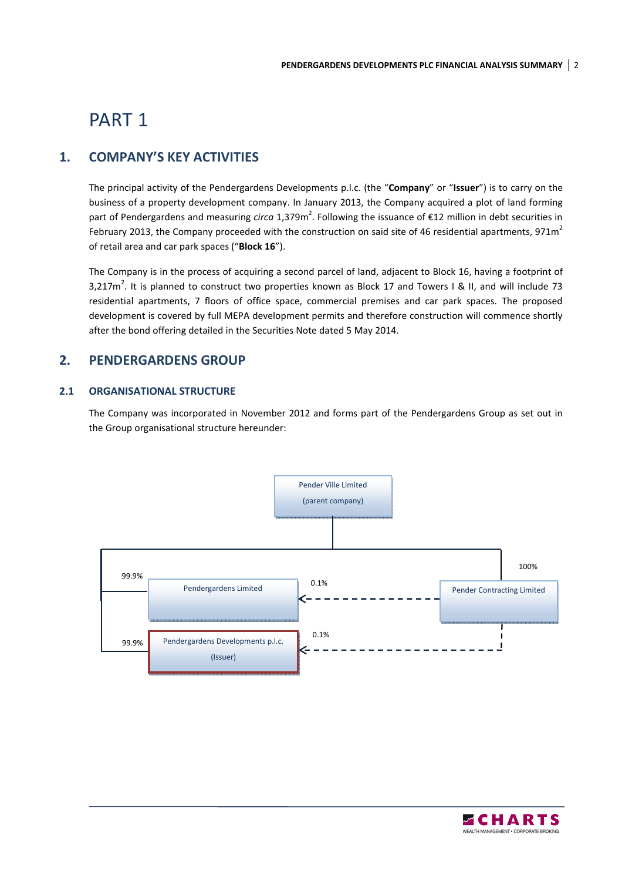# PART 1

## 1. COMPANY'S KEY ACTIVITIES

The principal activity of the Pendergardens Developments p.l.c. (the "**Company**" or "**Issuer**") is to carry on the business of a property development company. In January 2013, the Company acquired a plot of land forming part of Pendergardens and measuring *circa* 1,379m$^2$. Following the issuance of €12 million in debt securities in February 2013, the Company proceeded with the construction on said site of 46 residential apartments, 971m$^2$ of retail area and car park spaces ("**Block 16**").

The Company is in the process of acquiring a second parcel of land, adjacent to Block 16, having a footprint of 3,217m$^2$. It is planned to construct two properties known as Block 17 and Towers I & II, and will include 73 residential apartments, 7 floors of office space, commercial premises and car park spaces. The proposed development is covered by full MEPA development permits and therefore construction will commence shortly after the bond offering detailed in the Securities Note dated 5 May 2014.

## 2. PENDERGARDENS GROUP

### 2.1 ORGANISATIONAL STRUCTURE

The Company was incorporated in November 2012 and forms part of the Pendergardens Group as set out in the Group organisational structure hereunder:

Pender Ville Limited (parent company)

- 99.9% — Pendergardens Limited
- 99.9% — Pendergardens Developments p.l.c. (Issuer)
- 100% — Pender Contracting Limited
  - 0.1% — Pendergardens Limited
  - 0.1% — Pendergardens Developments p.l.c. (Issuer)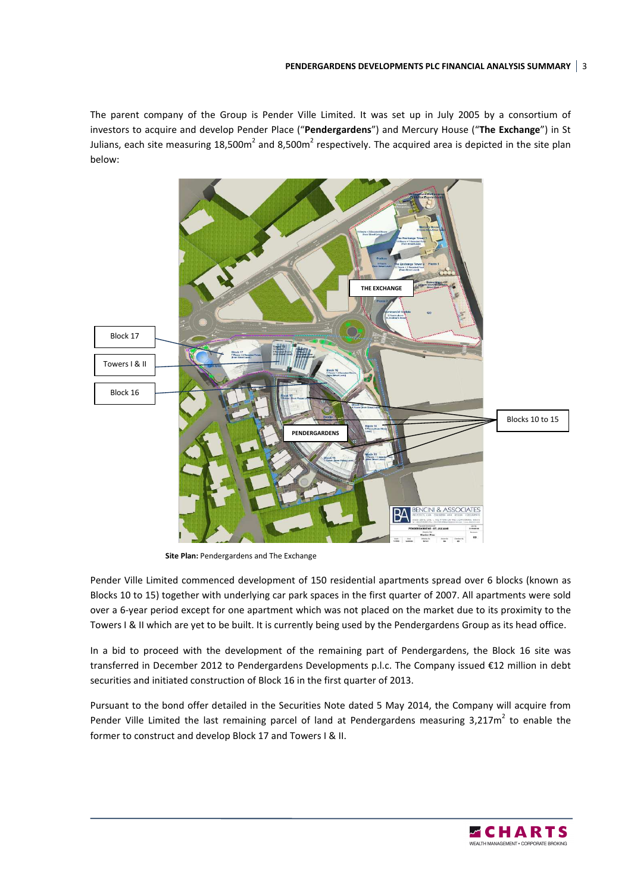The parent company of the Group is Pender Ville Limited. It was set up in July 2005 by a consortium of investors to acquire and develop Pender Place ("**Pendergardens**") and Mercury House ("**The Exchange**") in St Julians, each site measuring 18,500m$^2$ and 8,500m$^2$ respectively. The acquired area is depicted in the site plan below:

**Site Plan:** Pendergardens and The Exchange

Pender Ville Limited commenced development of 150 residential apartments spread over 6 blocks (known as Blocks 10 to 15) together with underlying car park spaces in the first quarter of 2007. All apartments were sold over a 6-year period except for one apartment which was not placed on the market due to its proximity to the Towers I & II which are yet to be built. It is currently being used by the Pendergardens Group as its head office.

In a bid to proceed with the development of the remaining part of Pendergardens, the Block 16 site was transferred in December 2012 to Pendergardens Developments p.l.c. The Company issued €12 million in debt securities and initiated construction of Block 16 in the first quarter of 2013.

Pursuant to the bond offer detailed in the Securities Note dated 5 May 2014, the Company will acquire from Pender Ville Limited the last remaining parcel of land at Pendergardens measuring 3,217m$^2$ to enable the former to construct and develop Block 17 and Towers I & II.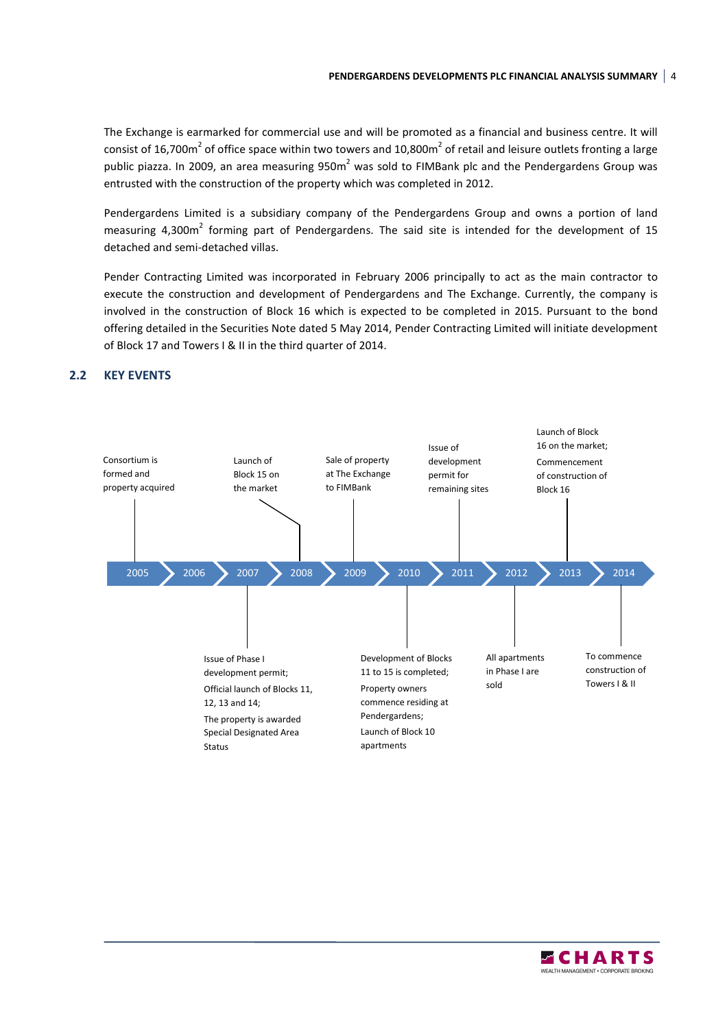The Exchange is earmarked for commercial use and will be promoted as a financial and business centre. It will consist of 16,700m$^2$ of office space within two towers and 10,800m$^2$ of retail and leisure outlets fronting a large public piazza. In 2009, an area measuring 950m$^2$ was sold to FIMBank plc and the Pendergardens Group was entrusted with the construction of the property which was completed in 2012.

Pendergardens Limited is a subsidiary company of the Pendergardens Group and owns a portion of land measuring 4,300m$^2$ forming part of Pendergardens. The said site is intended for the development of 15 detached and semi-detached villas.

Pender Contracting Limited was incorporated in February 2006 principally to act as the main contractor to execute the construction and development of Pendergardens and The Exchange. Currently, the company is involved in the construction of Block 16 which is expected to be completed in 2015. Pursuant to the bond offering detailed in the Securities Note dated 5 May 2014, Pender Contracting Limited will initiate development of Block 17 and Towers I & II in the third quarter of 2014.

## 2.2 KEY EVENTS

- **2005**: Consortium is formed and property acquired
- **2007**: Issue of Phase I development permit; Official launch of Blocks 11, 12, 13 and 14; The property is awarded Special Designated Area Status
- **2008**: Launch of Block 15 on the market
- **2009**: Sale of property at The Exchange to FIMBank
- **2010**: Development of Blocks 11 to 15 is completed; Property owners commence residing at Pendergardens; Launch of Block 10 apartments
- **2011**: Issue of development permit for remaining sites
- **2012**: All apartments in Phase I are sold
- **2013**: Launch of Block 16 on the market; Commencement of construction of Block 16
- **2014**: To commence construction of Towers I & II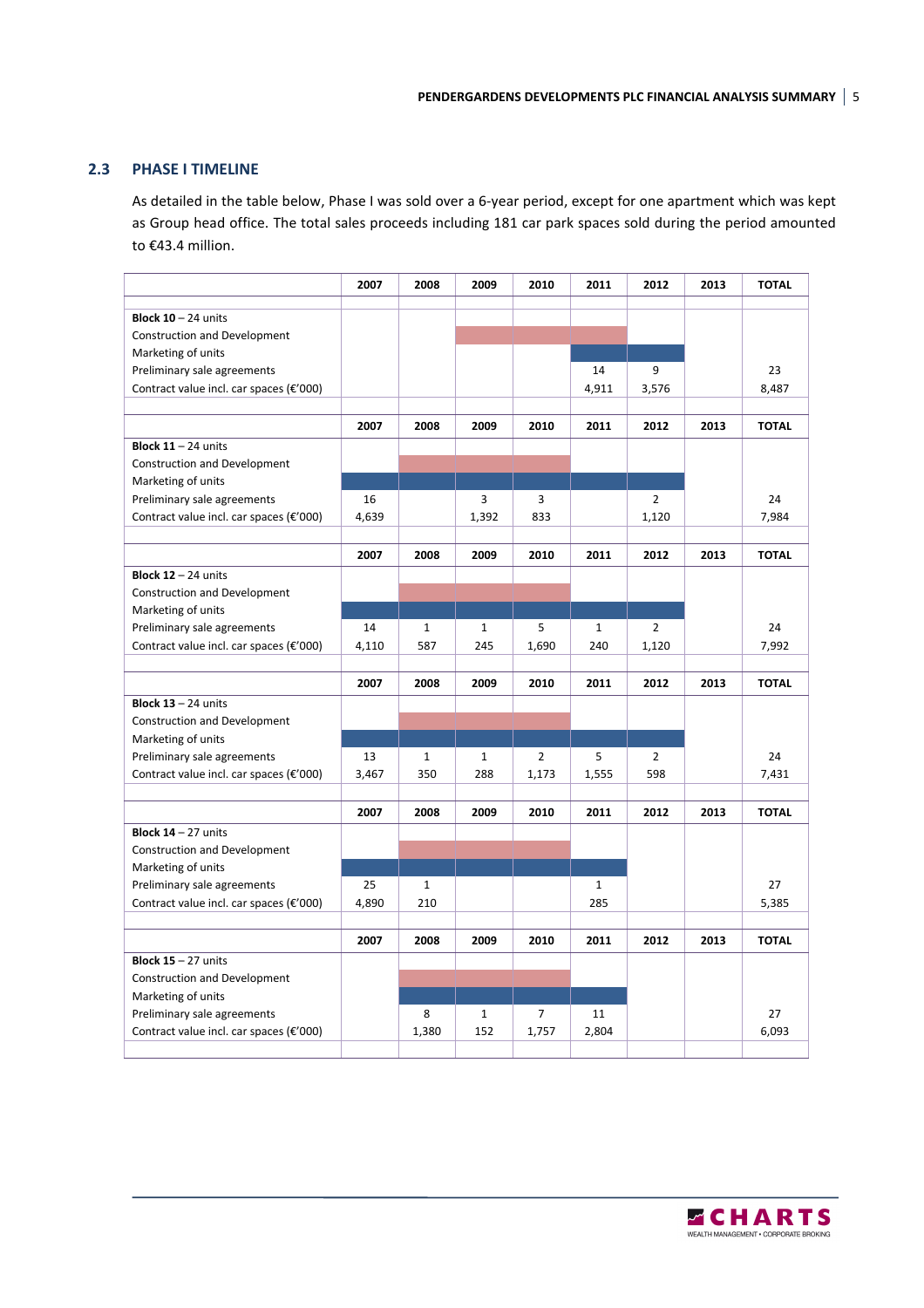## 2.3 PHASE I TIMELINE

As detailed in the table below, Phase I was sold over a 6-year period, except for one apartment which was kept as Group head office. The total sales proceeds including 181 car park spaces sold during the period amounted to €43.4 million.

| | 2007 | 2008 | 2009 | 2010 | 2011 | 2012 | 2013 | TOTAL |
|---|---|---|---|---|---|---|---|---|
| **Block 10** – 24 units | | | | | | | | |
| Construction and Development | | | | | | | | |
| Marketing of units | | | | | | | | |
| Preliminary sale agreements | | | | | 14 | 9 | | 23 |
| Contract value incl. car spaces (€'000) | | | | | 4,911 | 3,576 | | 8,487 |

| | 2007 | 2008 | 2009 | 2010 | 2011 | 2012 | 2013 | TOTAL |
|---|---|---|---|---|---|---|---|---|
| **Block 11** – 24 units | | | | | | | | |
| Construction and Development | | | | | | | | |
| Marketing of units | | | | | | | | |
| Preliminary sale agreements | 16 | | 3 | 3 | | 2 | | 24 |
| Contract value incl. car spaces (€'000) | 4,639 | | 1,392 | 833 | | 1,120 | | 7,984 |

| | 2007 | 2008 | 2009 | 2010 | 2011 | 2012 | 2013 | TOTAL |
|---|---|---|---|---|---|---|---|---|
| **Block 12** – 24 units | | | | | | | | |
| Construction and Development | | | | | | | | |
| Marketing of units | | | | | | | | |
| Preliminary sale agreements | 14 | 1 | 1 | 5 | 1 | 2 | | 24 |
| Contract value incl. car spaces (€'000) | 4,110 | 587 | 245 | 1,690 | 240 | 1,120 | | 7,992 |

| | 2007 | 2008 | 2009 | 2010 | 2011 | 2012 | 2013 | TOTAL |
|---|---|---|---|---|---|---|---|---|
| **Block 13** – 24 units | | | | | | | | |
| Construction and Development | | | | | | | | |
| Marketing of units | | | | | | | | |
| Preliminary sale agreements | 13 | 1 | 1 | 2 | 5 | 2 | | 24 |
| Contract value incl. car spaces (€'000) | 3,467 | 350 | 288 | 1,173 | 1,555 | 598 | | 7,431 |

| | 2007 | 2008 | 2009 | 2010 | 2011 | 2012 | 2013 | TOTAL |
|---|---|---|---|---|---|---|---|---|
| **Block 14** – 27 units | | | | | | | | |
| Construction and Development | | | | | | | | |
| Marketing of units | | | | | | | | |
| Preliminary sale agreements | 25 | 1 | | | 1 | | | 27 |
| Contract value incl. car spaces (€'000) | 4,890 | 210 | | | 285 | | | 5,385 |

| | 2007 | 2008 | 2009 | 2010 | 2011 | 2012 | 2013 | TOTAL |
|---|---|---|---|---|---|---|---|---|
| **Block 15** – 27 units | | | | | | | | |
| Construction and Development | | | | | | | | |
| Marketing of units | | | | | | | | |
| Preliminary sale agreements | | 8 | 1 | 7 | 11 | | | 27 |
| Contract value incl. car spaces (€'000) | | 1,380 | 152 | 1,757 | 2,804 | | | 6,093 |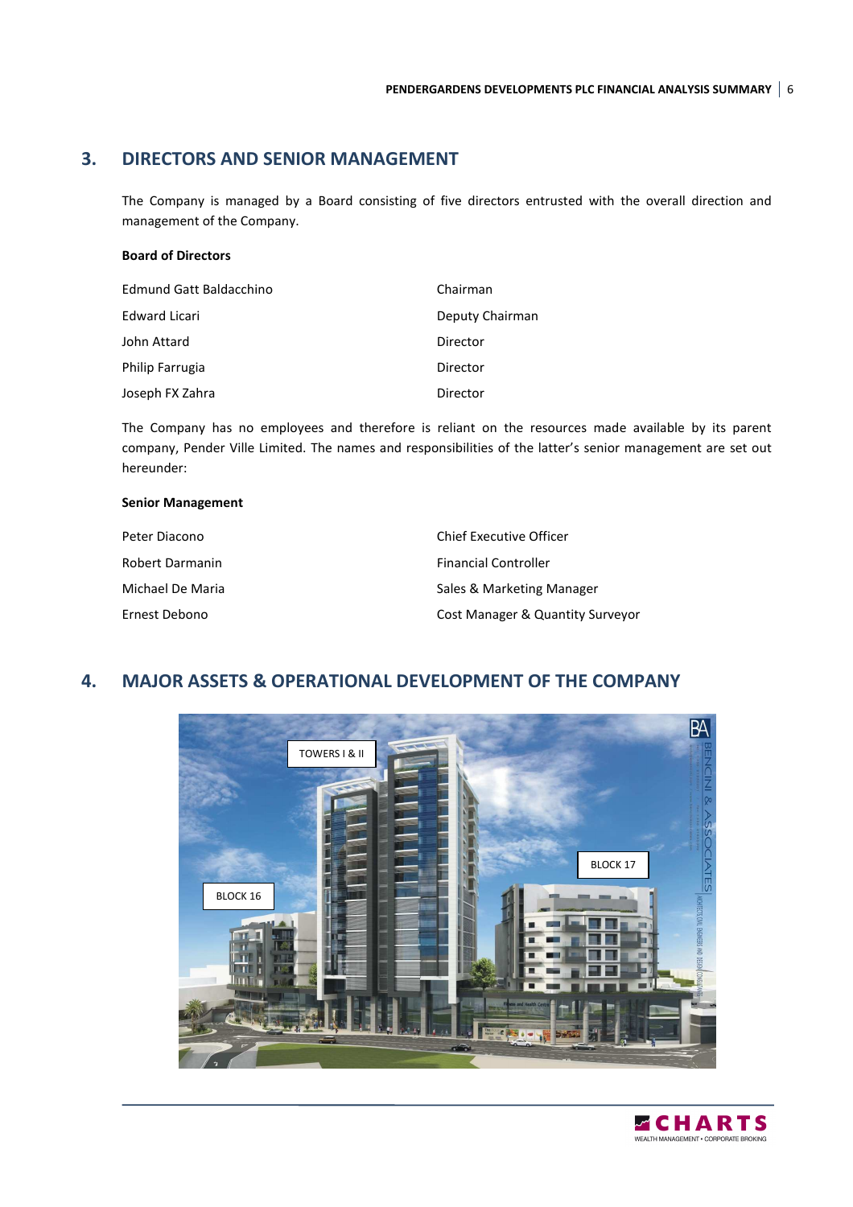## 3. DIRECTORS AND SENIOR MANAGEMENT

The Company is managed by a Board consisting of five directors entrusted with the overall direction and management of the Company.

**Board of Directors**

| | |
|---|---|
| Edmund Gatt Baldacchino | Chairman |
| Edward Licari | Deputy Chairman |
| John Attard | Director |
| Philip Farrugia | Director |
| Joseph FX Zahra | Director |

The Company has no employees and therefore is reliant on the resources made available by its parent company, Pender Ville Limited. The names and responsibilities of the latter's senior management are set out hereunder:

**Senior Management**

| | |
|---|---|
| Peter Diacono | Chief Executive Officer |
| Robert Darmanin | Financial Controller |
| Michael De Maria | Sales & Marketing Manager |
| Ernest Debono | Cost Manager & Quantity Surveyor |

## 4. MAJOR ASSETS & OPERATIONAL DEVELOPMENT OF THE COMPANY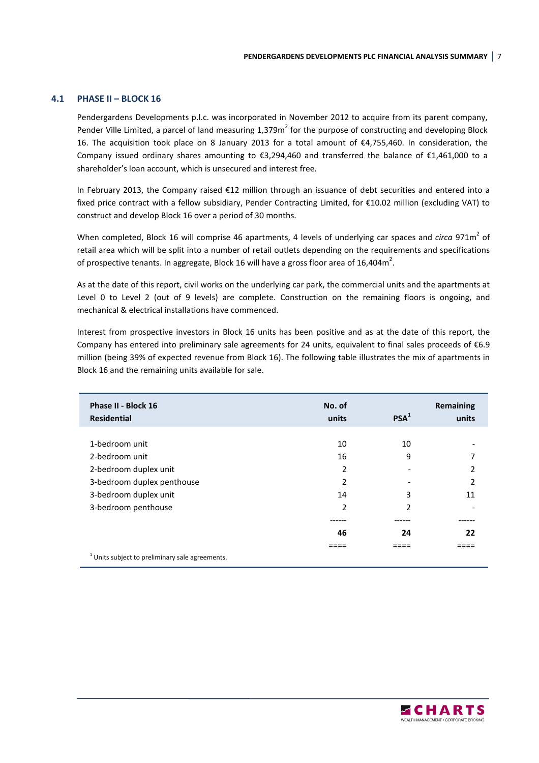### 4.1 PHASE II – BLOCK 16

Pendergardens Developments p.l.c. was incorporated in November 2012 to acquire from its parent company, Pender Ville Limited, a parcel of land measuring 1,379m$^2$ for the purpose of constructing and developing Block 16. The acquisition took place on 8 January 2013 for a total amount of €4,755,460. In consideration, the Company issued ordinary shares amounting to €3,294,460 and transferred the balance of €1,461,000 to a shareholder's loan account, which is unsecured and interest free.

In February 2013, the Company raised €12 million through an issuance of debt securities and entered into a fixed price contract with a fellow subsidiary, Pender Contracting Limited, for €10.02 million (excluding VAT) to construct and develop Block 16 over a period of 30 months.

When completed, Block 16 will comprise 46 apartments, 4 levels of underlying car spaces and *circa* 971m$^2$ of retail area which will be split into a number of retail outlets depending on the requirements and specifications of prospective tenants. In aggregate, Block 16 will have a gross floor area of 16,404m$^2$.

As at the date of this report, civil works on the underlying car park, the commercial units and the apartments at Level 0 to Level 2 (out of 9 levels) are complete. Construction on the remaining floors is ongoing, and mechanical & electrical installations have commenced.

Interest from prospective investors in Block 16 units has been positive and as at the date of this report, the Company has entered into preliminary sale agreements for 24 units, equivalent to final sales proceeds of €6.9 million (being 39% of expected revenue from Block 16). The following table illustrates the mix of apartments in Block 16 and the remaining units available for sale.

| **Phase II - Block 16 Residential** | **No. of units** | **PSA[1]** | **Remaining units** |
|---|---|---|---|
| 1-bedroom unit | 10 | 10 | - |
| 2-bedroom unit | 16 | 9 | 7 |
| 2-bedroom duplex unit | 2 | - | 2 |
| 3-bedroom duplex penthouse | 2 | - | 2 |
| 3-bedroom duplex unit | 14 | 3 | 11 |
| 3-bedroom penthouse | 2 | 2 | - |
| | **46** | **24** | **22** |

[1] Units subject to preliminary sale agreements.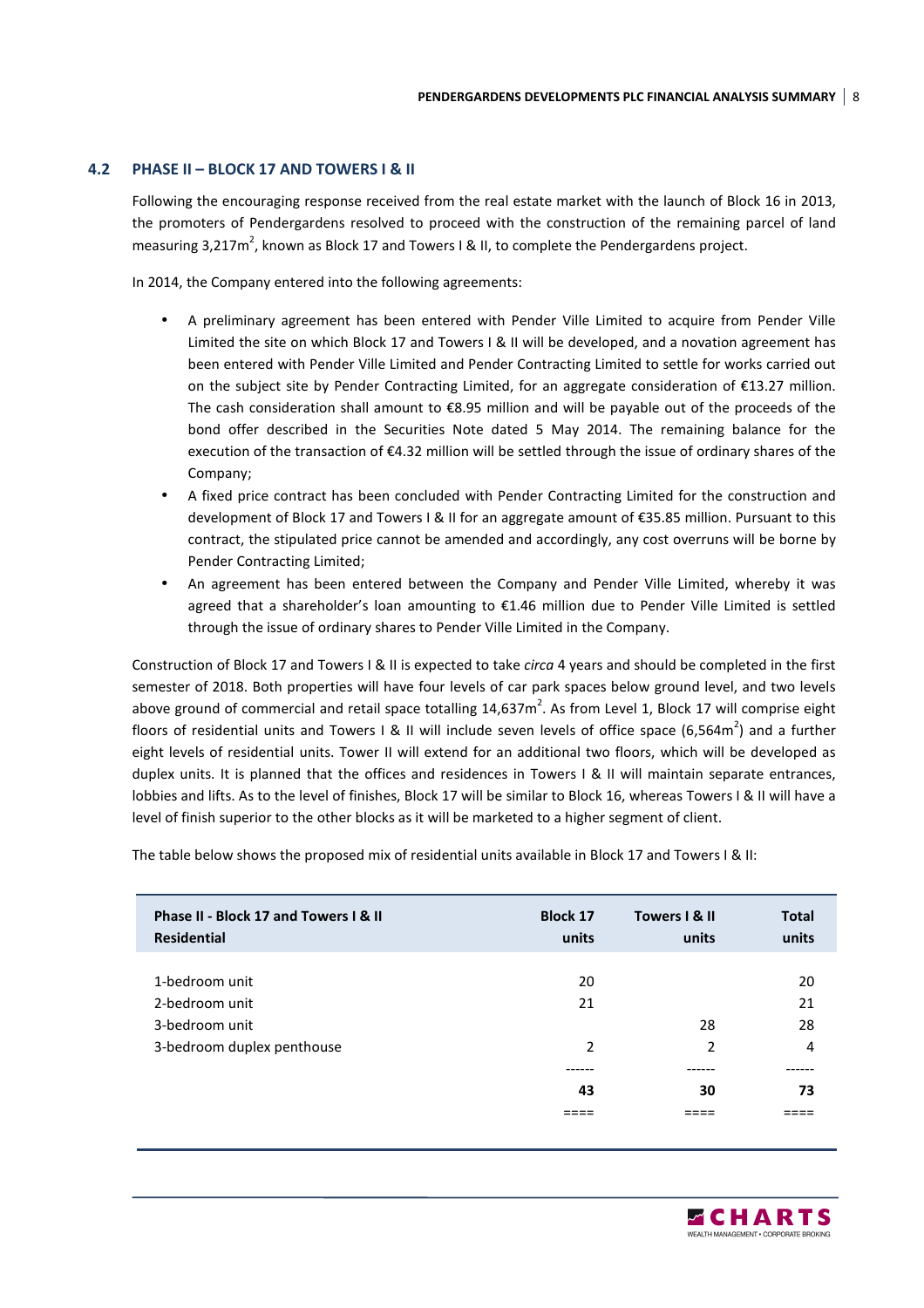## 4.2 PHASE II – BLOCK 17 AND TOWERS I & II

Following the encouraging response received from the real estate market with the launch of Block 16 in 2013, the promoters of Pendergardens resolved to proceed with the construction of the remaining parcel of land measuring 3,217m$^2$, known as Block 17 and Towers I & II, to complete the Pendergardens project.

In 2014, the Company entered into the following agreements:

- A preliminary agreement has been entered with Pender Ville Limited to acquire from Pender Ville Limited the site on which Block 17 and Towers I & II will be developed, and a novation agreement has been entered with Pender Ville Limited and Pender Contracting Limited to settle for works carried out on the subject site by Pender Contracting Limited, for an aggregate consideration of €13.27 million. The cash consideration shall amount to €8.95 million and will be payable out of the proceeds of the bond offer described in the Securities Note dated 5 May 2014. The remaining balance for the execution of the transaction of €4.32 million will be settled through the issue of ordinary shares of the Company;
- A fixed price contract has been concluded with Pender Contracting Limited for the construction and development of Block 17 and Towers I & II for an aggregate amount of €35.85 million. Pursuant to this contract, the stipulated price cannot be amended and accordingly, any cost overruns will be borne by Pender Contracting Limited;
- An agreement has been entered between the Company and Pender Ville Limited, whereby it was agreed that a shareholder's loan amounting to €1.46 million due to Pender Ville Limited is settled through the issue of ordinary shares to Pender Ville Limited in the Company.

Construction of Block 17 and Towers I & II is expected to take *circa* 4 years and should be completed in the first semester of 2018. Both properties will have four levels of car park spaces below ground level, and two levels above ground of commercial and retail space totalling 14,637m$^2$. As from Level 1, Block 17 will comprise eight floors of residential units and Towers I & II will include seven levels of office space (6,564m$^2$) and a further eight levels of residential units. Tower II will extend for an additional two floors, which will be developed as duplex units. It is planned that the offices and residences in Towers I & II will maintain separate entrances, lobbies and lifts. As to the level of finishes, Block 17 will be similar to Block 16, whereas Towers I & II will have a level of finish superior to the other blocks as it will be marketed to a higher segment of client.

The table below shows the proposed mix of residential units available in Block 17 and Towers I & II:

| **Phase II - Block 17 and Towers I & II Residential** | **Block 17 units** | **Towers I & II units** | **Total units** |
|---|---|---|---|
| 1-bedroom unit | 20 | | 20 |
| 2-bedroom unit | 21 | | 21 |
| 3-bedroom unit | | 28 | 28 |
| 3-bedroom duplex penthouse | 2 | 2 | 4 |
| | **43** | **30** | **73** |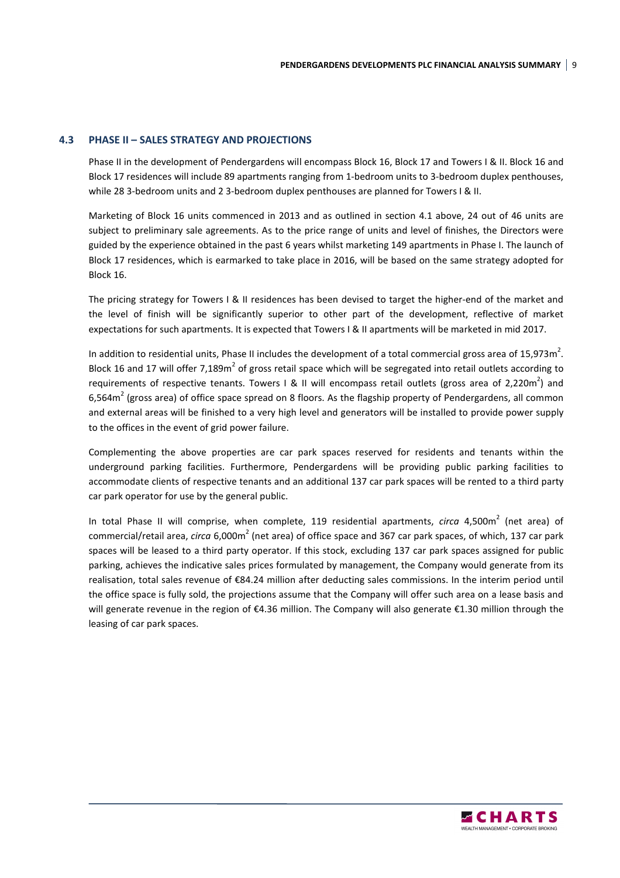## 4.3 PHASE II – SALES STRATEGY AND PROJECTIONS

Phase II in the development of Pendergardens will encompass Block 16, Block 17 and Towers I & II. Block 16 and Block 17 residences will include 89 apartments ranging from 1-bedroom units to 3-bedroom duplex penthouses, while 28 3-bedroom units and 2 3-bedroom duplex penthouses are planned for Towers I & II.

Marketing of Block 16 units commenced in 2013 and as outlined in section 4.1 above, 24 out of 46 units are subject to preliminary sale agreements. As to the price range of units and level of finishes, the Directors were guided by the experience obtained in the past 6 years whilst marketing 149 apartments in Phase I. The launch of Block 17 residences, which is earmarked to take place in 2016, will be based on the same strategy adopted for Block 16.

The pricing strategy for Towers I & II residences has been devised to target the higher-end of the market and the level of finish will be significantly superior to other part of the development, reflective of market expectations for such apartments. It is expected that Towers I & II apartments will be marketed in mid 2017.

In addition to residential units, Phase II includes the development of a total commercial gross area of 15,973m$^2$. Block 16 and 17 will offer 7,189m$^2$ of gross retail space which will be segregated into retail outlets according to requirements of respective tenants. Towers I & II will encompass retail outlets (gross area of 2,220m$^2$) and 6,564m$^2$ (gross area) of office space spread on 8 floors. As the flagship property of Pendergardens, all common and external areas will be finished to a very high level and generators will be installed to provide power supply to the offices in the event of grid power failure.

Complementing the above properties are car park spaces reserved for residents and tenants within the underground parking facilities. Furthermore, Pendergardens will be providing public parking facilities to accommodate clients of respective tenants and an additional 137 car park spaces will be rented to a third party car park operator for use by the general public.

In total Phase II will comprise, when complete, 119 residential apartments, *circa* 4,500m$^2$ (net area) of commercial/retail area, *circa* 6,000m$^2$ (net area) of office space and 367 car park spaces, of which, 137 car park spaces will be leased to a third party operator. If this stock, excluding 137 car park spaces assigned for public parking, achieves the indicative sales prices formulated by management, the Company would generate from its realisation, total sales revenue of €84.24 million after deducting sales commissions. In the interim period until the office space is fully sold, the projections assume that the Company will offer such area on a lease basis and will generate revenue in the region of €4.36 million. The Company will also generate €1.30 million through the leasing of car park spaces.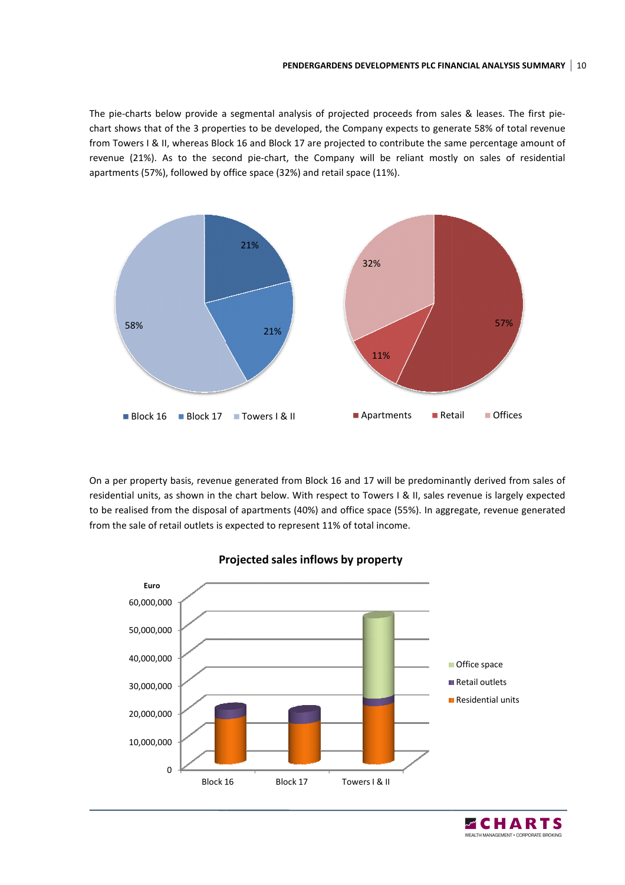The pie-charts below provide a segmental analysis of projected proceeds from sales & leases. The first pie-chart shows that of the 3 properties to be developed, the Company expects to generate 58% of total revenue from Towers I & II, whereas Block 16 and Block 17 are projected to contribute the same percentage amount of revenue (21%). As to the second pie-chart, the Company will be reliant mostly on sales of residential apartments (57%), followed by office space (32%) and retail space (11%).

On a per property basis, revenue generated from Block 16 and 17 will be predominantly derived from sales of residential units, as shown in the chart below. With respect to Towers I & II, sales revenue is largely expected to be realised from the disposal of apartments (40%) and office space (55%). In aggregate, revenue generated from the sale of retail outlets is expected to represent 11% of total income.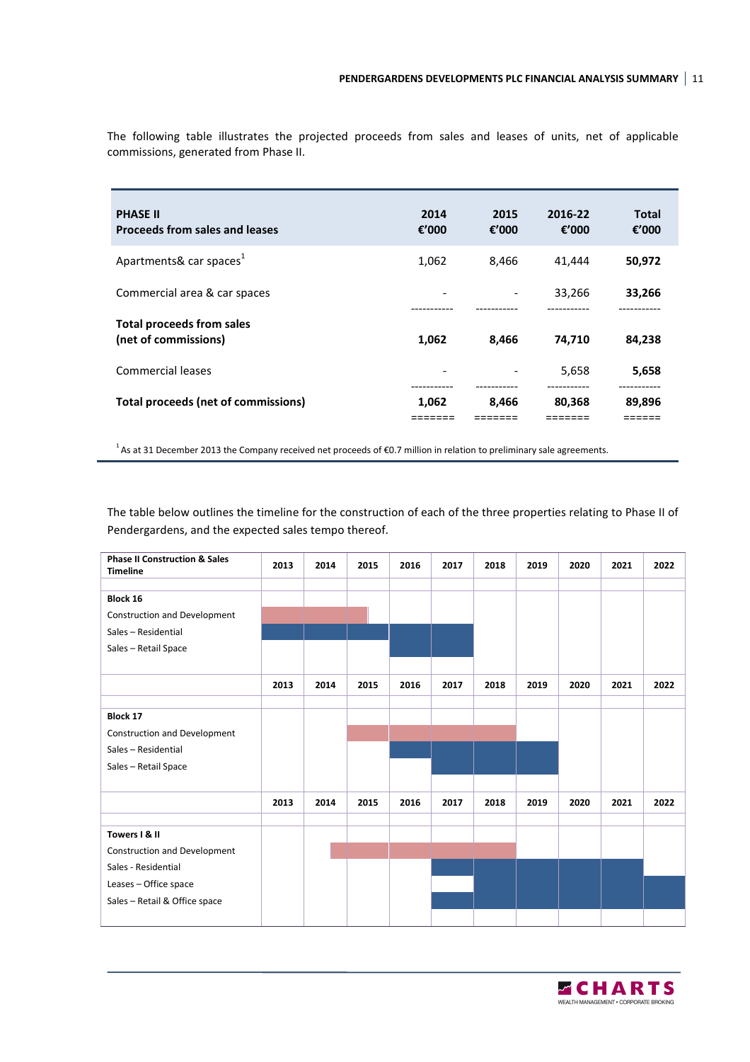The following table illustrates the projected proceeds from sales and leases of units, net of applicable commissions, generated from Phase II.

| **PHASE II**<br>**Proceeds from sales and leases** | **2014**<br>**€'000** | **2015**<br>**€'000** | **2016-22**<br>**€'000** | **Total**<br>**€'000** |
|---|---|---|---|---|
| Apartments& car spaces[1] | 1,062 | 8,466 | 41,444 | **50,972** |
| Commercial area & car spaces | - | - | 33,266 | **33,266** |
| **Total proceeds from sales (net of commissions)** | **1,062** | **8,466** | **74,710** | **84,238** |
| Commercial leases | - | - | 5,658 | **5,658** |
| **Total proceeds (net of commissions)** | **1,062** | **8,466** | **80,368** | **89,896** |

[1] As at 31 December 2013 the Company received net proceeds of €0.7 million in relation to preliminary sale agreements.

The table below outlines the timeline for the construction of each of the three properties relating to Phase II of Pendergardens, and the expected sales tempo thereof.

| **Phase II Construction & Sales Timeline** | **2013** | **2014** | **2015** | **2016** | **2017** | **2018** | **2019** | **2020** | **2021** | **2022** |
|---|---|---|---|---|---|---|---|---|---|---|
| **Block 16** | | | | | | | | | | |
| Construction and Development | ■ | ■ | ■ | | | | | | | |
| Sales – Residential | ■ | ■ | ■ | ■ | ■ | | | | | |
| Sales – Retail Space | | | | ■ | ■ | | | | | |
| **Block 17** | | | | | | | | | | |
| Construction and Development | | | ■ | ■ | ■ | ■ | | | | |
| Sales – Residential | | | | ■ | ■ | ■ | ■ | | | |
| Sales – Retail Space | | | | | ■ | ■ | ■ | | | |
| **Towers I & II** | | | | | | | | | | |
| Construction and Development | | ■ | ■ | ■ | ■ | ■ | | | | |
| Sales - Residential | | | | | ■ | ■ | ■ | ■ | ■ | |
| Leases – Office space | | | | | | ■ | ■ | ■ | ■ | ■ |
| Sales – Retail & Office space | | | | | ■ | ■ | ■ | ■ | ■ | ■ |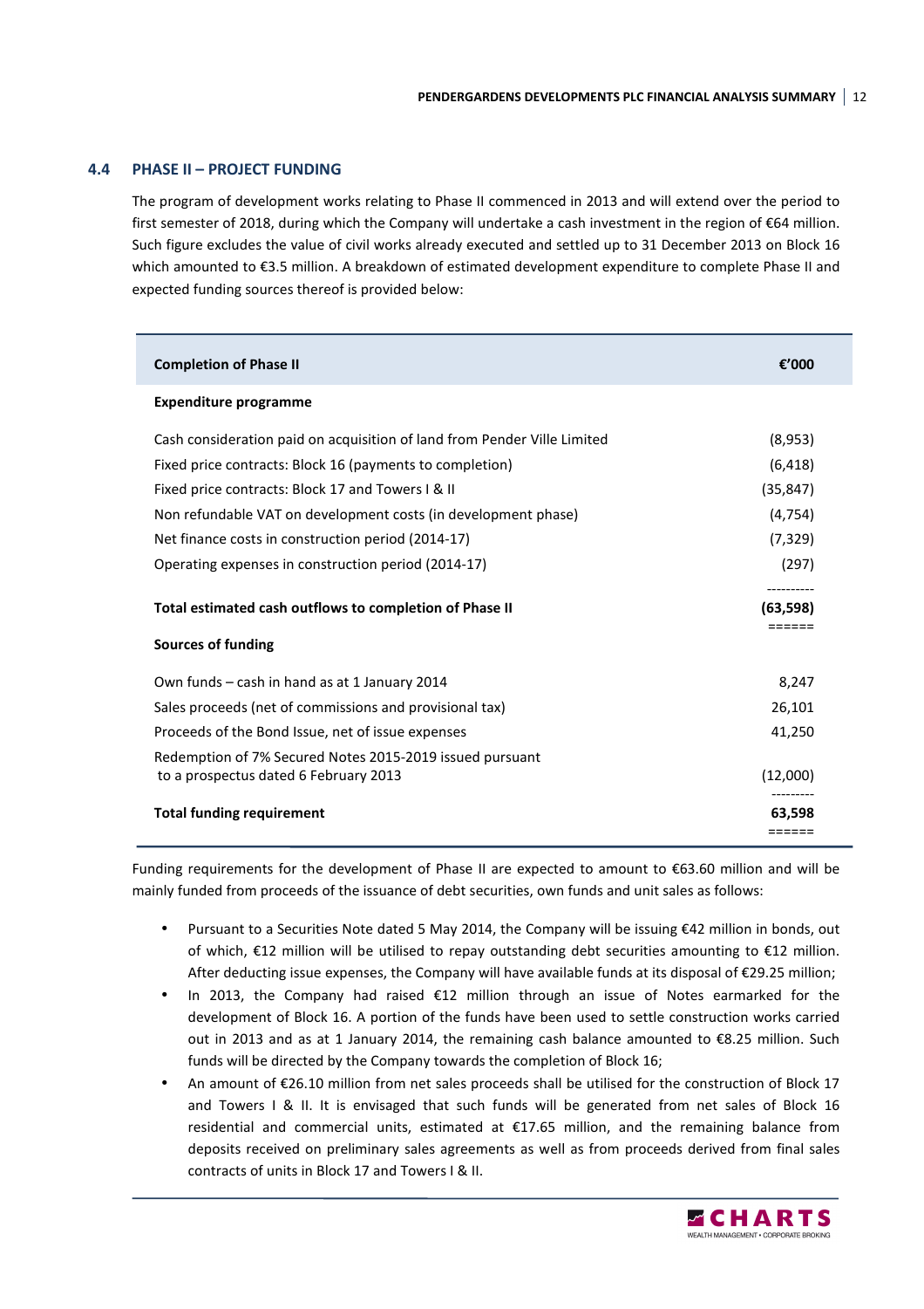## 4.4 PHASE II – PROJECT FUNDING

The program of development works relating to Phase II commenced in 2013 and will extend over the period to first semester of 2018, during which the Company will undertake a cash investment in the region of €64 million. Such figure excludes the value of civil works already executed and settled up to 31 December 2013 on Block 16 which amounted to €3.5 million. A breakdown of estimated development expenditure to complete Phase II and expected funding sources thereof is provided below:

| Completion of Phase II | €'000 |
|---|---|
| **Expenditure programme** | |
| Cash consideration paid on acquisition of land from Pender Ville Limited | (8,953) |
| Fixed price contracts: Block 16 (payments to completion) | (6,418) |
| Fixed price contracts: Block 17 and Towers I & II | (35,847) |
| Non refundable VAT on development costs (in development phase) | (4,754) |
| Net finance costs in construction period (2014-17) | (7,329) |
| Operating expenses in construction period (2014-17) | (297) |
| **Total estimated cash outflows to completion of Phase II** | **(63,598)** |
| **Sources of funding** | |
| Own funds – cash in hand as at 1 January 2014 | 8,247 |
| Sales proceeds (net of commissions and provisional tax) | 26,101 |
| Proceeds of the Bond Issue, net of issue expenses | 41,250 |
| Redemption of 7% Secured Notes 2015-2019 issued pursuant to a prospectus dated 6 February 2013 | (12,000) |
| **Total funding requirement** | **63,598** |

Funding requirements for the development of Phase II are expected to amount to €63.60 million and will be mainly funded from proceeds of the issuance of debt securities, own funds and unit sales as follows:

- Pursuant to a Securities Note dated 5 May 2014, the Company will be issuing €42 million in bonds, out of which, €12 million will be utilised to repay outstanding debt securities amounting to €12 million. After deducting issue expenses, the Company will have available funds at its disposal of €29.25 million;
- In 2013, the Company had raised €12 million through an issue of Notes earmarked for the development of Block 16. A portion of the funds have been used to settle construction works carried out in 2013 and as at 1 January 2014, the remaining cash balance amounted to €8.25 million. Such funds will be directed by the Company towards the completion of Block 16;
- An amount of €26.10 million from net sales proceeds shall be utilised for the construction of Block 17 and Towers I & II. It is envisaged that such funds will be generated from net sales of Block 16 residential and commercial units, estimated at €17.65 million, and the remaining balance from deposits received on preliminary sales agreements as well as from proceeds derived from final sales contracts of units in Block 17 and Towers I & II.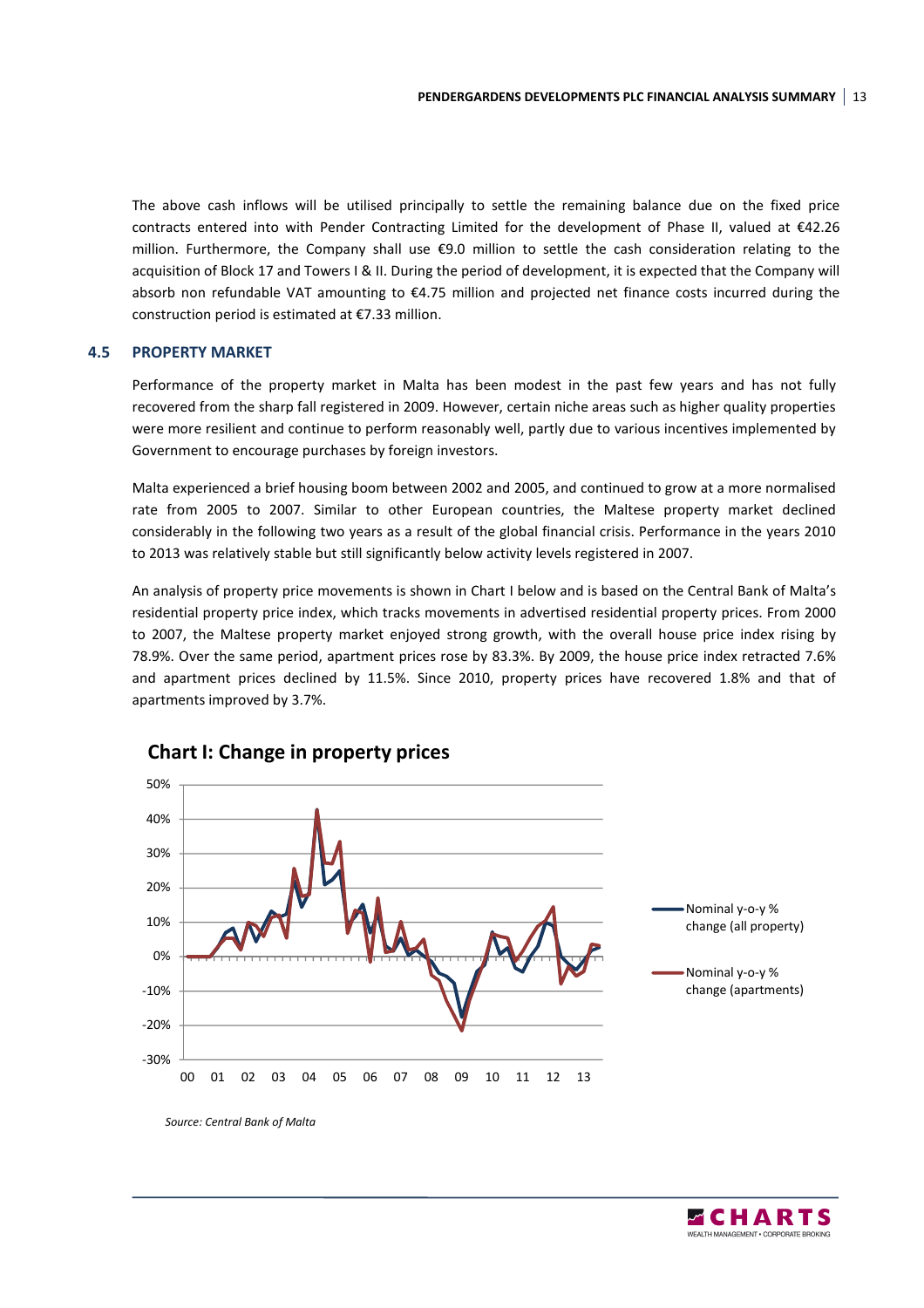The above cash inflows will be utilised principally to settle the remaining balance due on the fixed price contracts entered into with Pender Contracting Limited for the development of Phase II, valued at €42.26 million. Furthermore, the Company shall use €9.0 million to settle the cash consideration relating to the acquisition of Block 17 and Towers I & II. During the period of development, it is expected that the Company will absorb non refundable VAT amounting to €4.75 million and projected net finance costs incurred during the construction period is estimated at €7.33 million.

## 4.5 PROPERTY MARKET

Performance of the property market in Malta has been modest in the past few years and has not fully recovered from the sharp fall registered in 2009. However, certain niche areas such as higher quality properties were more resilient and continue to perform reasonably well, partly due to various incentives implemented by Government to encourage purchases by foreign investors.

Malta experienced a brief housing boom between 2002 and 2005, and continued to grow at a more normalised rate from 2005 to 2007. Similar to other European countries, the Maltese property market declined considerably in the following two years as a result of the global financial crisis. Performance in the years 2010 to 2013 was relatively stable but still significantly below activity levels registered in 2007.

An analysis of property price movements is shown in Chart I below and is based on the Central Bank of Malta's residential property price index, which tracks movements in advertised residential property prices. From 2000 to 2007, the Maltese property market enjoyed strong growth, with the overall house price index rising by 78.9%. Over the same period, apartment prices rose by 83.3%. By 2009, the house price index retracted 7.6% and apartment prices declined by 11.5%. Since 2010, property prices have recovered 1.8% and that of apartments improved by 3.7%.

**Chart I: Change in property prices**

*Source: Central Bank of Malta*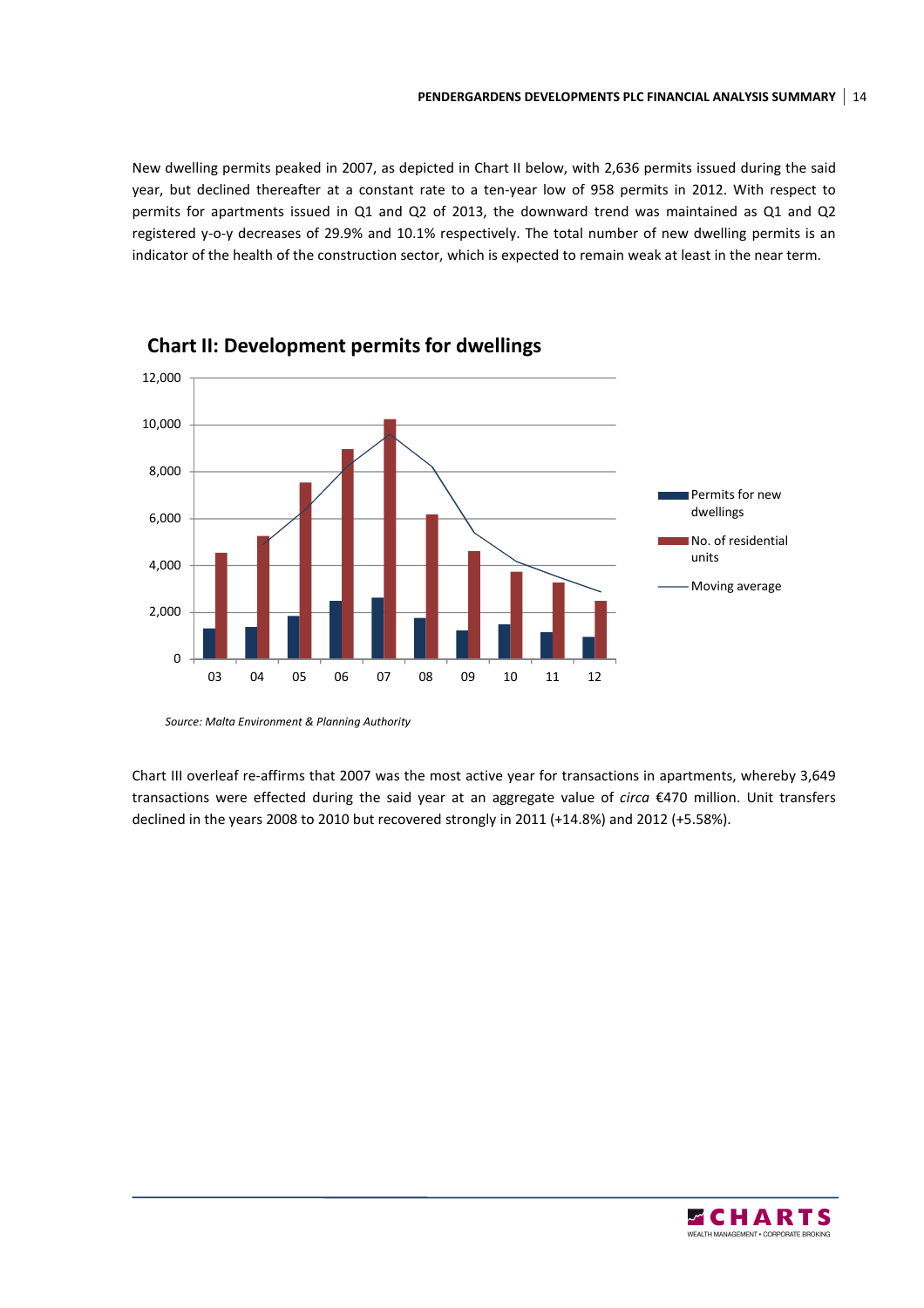New dwelling permits peaked in 2007, as depicted in Chart II below, with 2,636 permits issued during the said year, but declined thereafter at a constant rate to a ten-year low of 958 permits in 2012. With respect to permits for apartments issued in Q1 and Q2 of 2013, the downward trend was maintained as Q1 and Q2 registered y-o-y decreases of 29.9% and 10.1% respectively. The total number of new dwelling permits is an indicator of the health of the construction sector, which is expected to remain weak at least in the near term.

**Chart II: Development permits for dwellings**

*Source: Malta Environment & Planning Authority*

Chart III overleaf re-affirms that 2007 was the most active year for transactions in apartments, whereby 3,649 transactions were effected during the said year at an aggregate value of *circa* €470 million. Unit transfers declined in the years 2008 to 2010 but recovered strongly in 2011 (+14.8%) and 2012 (+5.58%).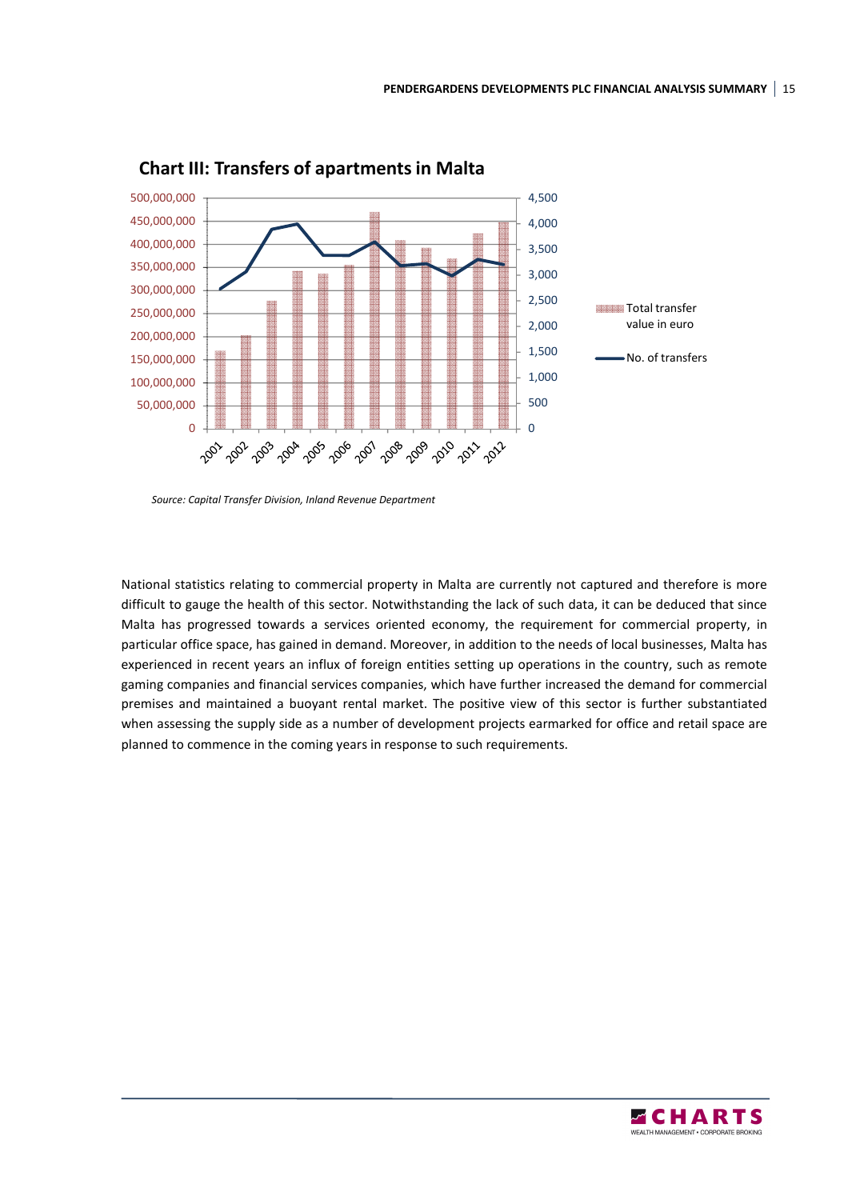**Chart III: Transfers of apartments in Malta**

Source: Capital Transfer Division, Inland Revenue Department

National statistics relating to commercial property in Malta are currently not captured and therefore is more difficult to gauge the health of this sector. Notwithstanding the lack of such data, it can be deduced that since Malta has progressed towards a services oriented economy, the requirement for commercial property, in particular office space, has gained in demand. Moreover, in addition to the needs of local businesses, Malta has experienced in recent years an influx of foreign entities setting up operations in the country, such as remote gaming companies and financial services companies, which have further increased the demand for commercial premises and maintained a buoyant rental market. The positive view of this sector is further substantiated when assessing the supply side as a number of development projects earmarked for office and retail space are planned to commence in the coming years in response to such requirements.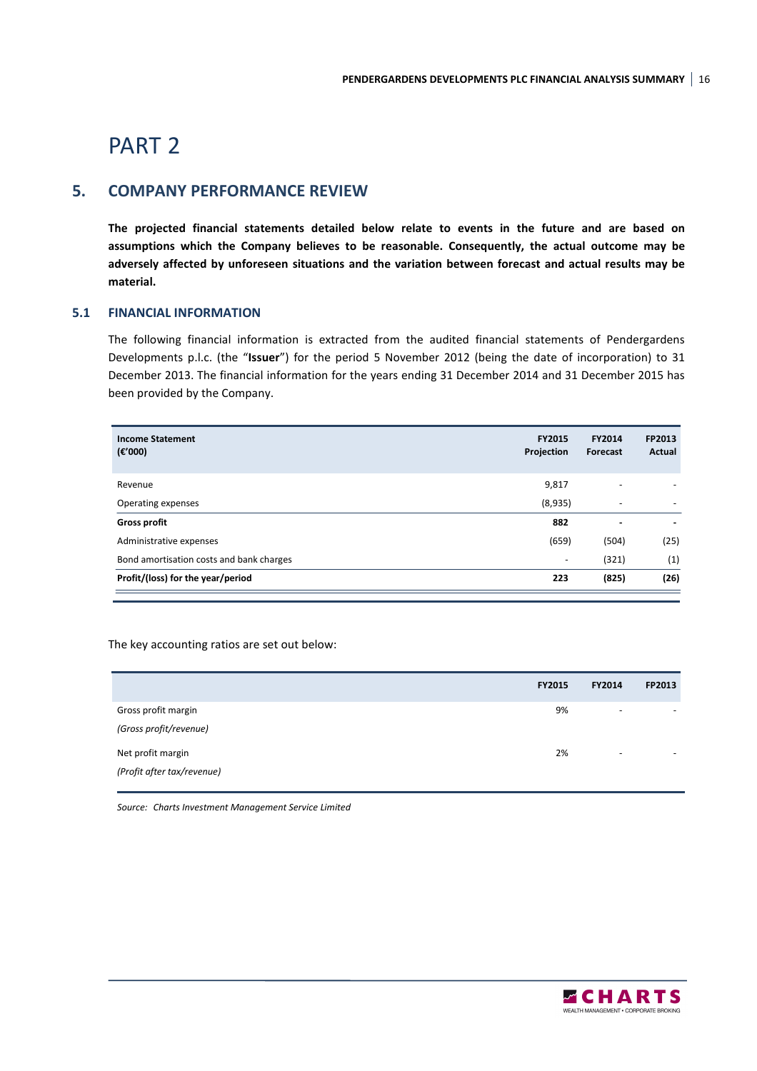# PART 2

## 5. COMPANY PERFORMANCE REVIEW

**The projected financial statements detailed below relate to events in the future and are based on assumptions which the Company believes to be reasonable. Consequently, the actual outcome may be adversely affected by unforeseen situations and the variation between forecast and actual results may be material.**

### 5.1 FINANCIAL INFORMATION

The following financial information is extracted from the audited financial statements of Pendergardens Developments p.l.c. (the "**Issuer**") for the period 5 November 2012 (being the date of incorporation) to 31 December 2013. The financial information for the years ending 31 December 2014 and 31 December 2015 has been provided by the Company.

| **Income Statement (€'000)** | **FY2015 Projection** | **FY2014 Forecast** | **FP2013 Actual** |
|---|---|---|---|
| Revenue | 9,817 | - | - |
| Operating expenses | (8,935) | - | - |
| **Gross profit** | **882** | **-** | **-** |
| Administrative expenses | (659) | (504) | (25) |
| Bond amortisation costs and bank charges | - | (321) | (1) |
| **Profit/(loss) for the year/period** | **223** | **(825)** | **(26)** |

The key accounting ratios are set out below:

| | **FY2015** | **FY2014** | **FP2013** |
|---|---|---|---|
| Gross profit margin<br>*(Gross profit/revenue)* | 9% | - | - |
| Net profit margin<br>*(Profit after tax/revenue)* | 2% | - | - |

*Source: Charts Investment Management Service Limited*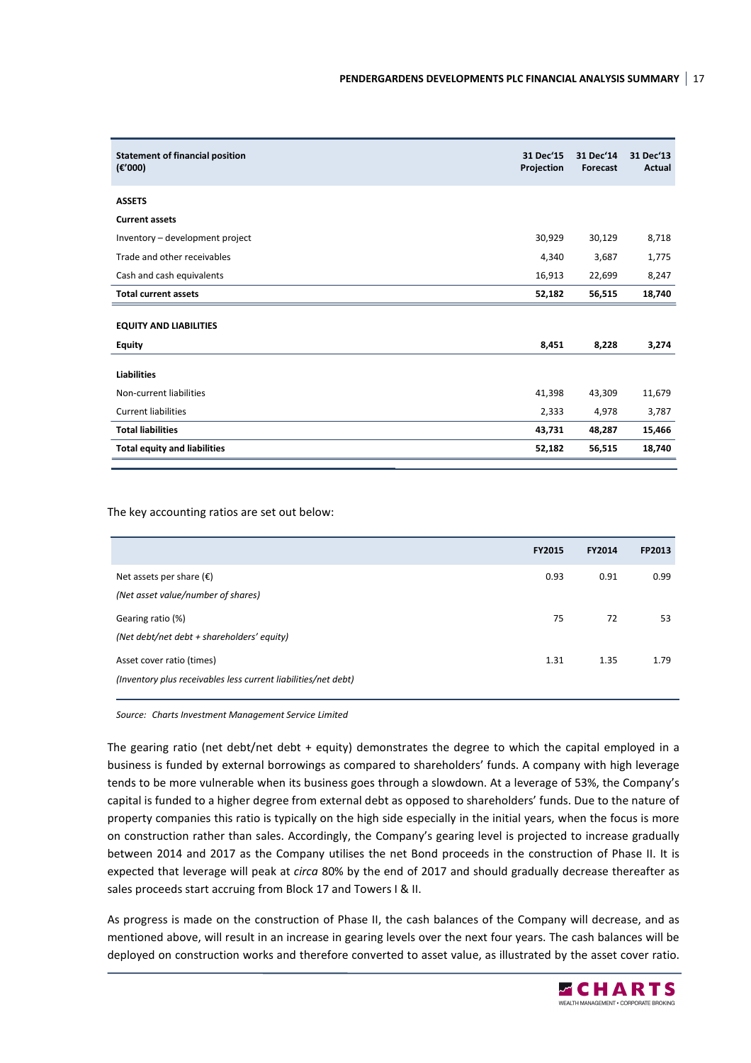| Statement of financial position (€'000) | 31 Dec'15 Projection | 31 Dec'14 Forecast | 31 Dec'13 Actual |
|---|---|---|---|
| **ASSETS** | | | |
| **Current assets** | | | |
| Inventory – development project | 30,929 | 30,129 | 8,718 |
| Trade and other receivables | 4,340 | 3,687 | 1,775 |
| Cash and cash equivalents | 16,913 | 22,699 | 8,247 |
| **Total current assets** | **52,182** | **56,515** | **18,740** |
| **EQUITY AND LIABILITIES** | | | |
| **Equity** | **8,451** | **8,228** | **3,274** |
| **Liabilities** | | | |
| Non-current liabilities | 41,398 | 43,309 | 11,679 |
| Current liabilities | 2,333 | 4,978 | 3,787 |
| **Total liabilities** | **43,731** | **48,287** | **15,466** |
| **Total equity and liabilities** | **52,182** | **56,515** | **18,740** |

The key accounting ratios are set out below:

| | FY2015 | FY2014 | FP2013 |
|---|---|---|---|
| Net assets per share (€) | 0.93 | 0.91 | 0.99 |
| *(Net asset value/number of shares)* | | | |
| Gearing ratio (%) | 75 | 72 | 53 |
| *(Net debt/net debt + shareholders' equity)* | | | |
| Asset cover ratio (times) | 1.31 | 1.35 | 1.79 |
| *(Inventory plus receivables less current liabilities/net debt)* | | | |

*Source: Charts Investment Management Service Limited*

The gearing ratio (net debt/net debt + equity) demonstrates the degree to which the capital employed in a business is funded by external borrowings as compared to shareholders' funds. A company with high leverage tends to be more vulnerable when its business goes through a slowdown. At a leverage of 53%, the Company's capital is funded to a higher degree from external debt as opposed to shareholders' funds. Due to the nature of property companies this ratio is typically on the high side especially in the initial years, when the focus is more on construction rather than sales. Accordingly, the Company's gearing level is projected to increase gradually between 2014 and 2017 as the Company utilises the net Bond proceeds in the construction of Phase II. It is expected that leverage will peak at *circa* 80% by the end of 2017 and should gradually decrease thereafter as sales proceeds start accruing from Block 17 and Towers I & II.

As progress is made on the construction of Phase II, the cash balances of the Company will decrease, and as mentioned above, will result in an increase in gearing levels over the next four years. The cash balances will be deployed on construction works and therefore converted to asset value, as illustrated by the asset cover ratio.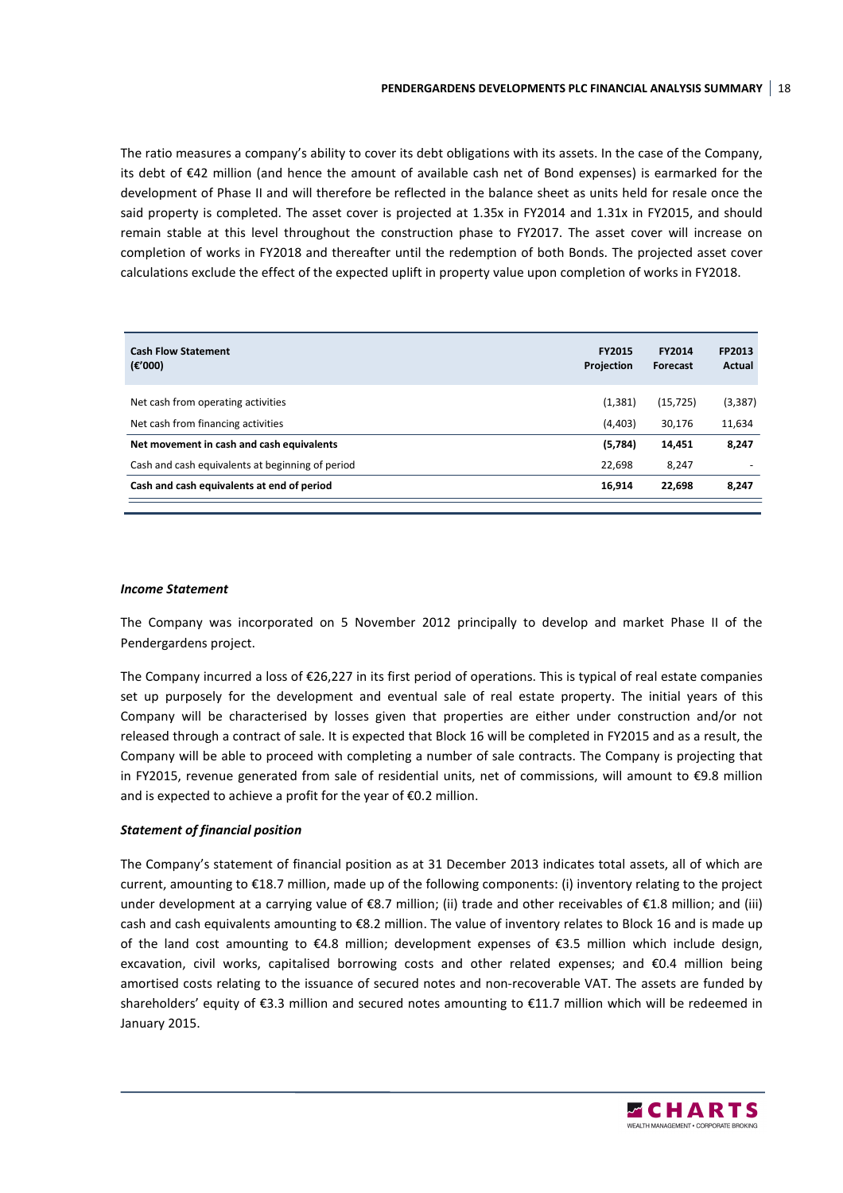The ratio measures a company's ability to cover its debt obligations with its assets. In the case of the Company, its debt of €42 million (and hence the amount of available cash net of Bond expenses) is earmarked for the development of Phase II and will therefore be reflected in the balance sheet as units held for resale once the said property is completed. The asset cover is projected at 1.35x in FY2014 and 1.31x in FY2015, and should remain stable at this level throughout the construction phase to FY2017. The asset cover will increase on completion of works in FY2018 and thereafter until the redemption of both Bonds. The projected asset cover calculations exclude the effect of the expected uplift in property value upon completion of works in FY2018.

| **Cash Flow Statement (€'000)** | **FY2015 Projection** | **FY2014 Forecast** | **FP2013 Actual** |
|---|---|---|---|
| Net cash from operating activities | (1,381) | (15,725) | (3,387) |
| Net cash from financing activities | (4,403) | 30,176 | 11,634 |
| **Net movement in cash and cash equivalents** | **(5,784)** | **14,451** | **8,247** |
| Cash and cash equivalents at beginning of period | 22,698 | 8,247 | - |
| **Cash and cash equivalents at end of period** | **16,914** | **22,698** | **8,247** |

### *Income Statement*

The Company was incorporated on 5 November 2012 principally to develop and market Phase II of the Pendergardens project.

The Company incurred a loss of €26,227 in its first period of operations. This is typical of real estate companies set up purposely for the development and eventual sale of real estate property. The initial years of this Company will be characterised by losses given that properties are either under construction and/or not released through a contract of sale. It is expected that Block 16 will be completed in FY2015 and as a result, the Company will be able to proceed with completing a number of sale contracts. The Company is projecting that in FY2015, revenue generated from sale of residential units, net of commissions, will amount to €9.8 million and is expected to achieve a profit for the year of €0.2 million.

### *Statement of financial position*

The Company's statement of financial position as at 31 December 2013 indicates total assets, all of which are current, amounting to €18.7 million, made up of the following components: (i) inventory relating to the project under development at a carrying value of €8.7 million; (ii) trade and other receivables of €1.8 million; and (iii) cash and cash equivalents amounting to €8.2 million. The value of inventory relates to Block 16 and is made up of the land cost amounting to €4.8 million; development expenses of €3.5 million which include design, excavation, civil works, capitalised borrowing costs and other related expenses; and €0.4 million being amortised costs relating to the issuance of secured notes and non-recoverable VAT. The assets are funded by shareholders' equity of €3.3 million and secured notes amounting to €11.7 million which will be redeemed in January 2015.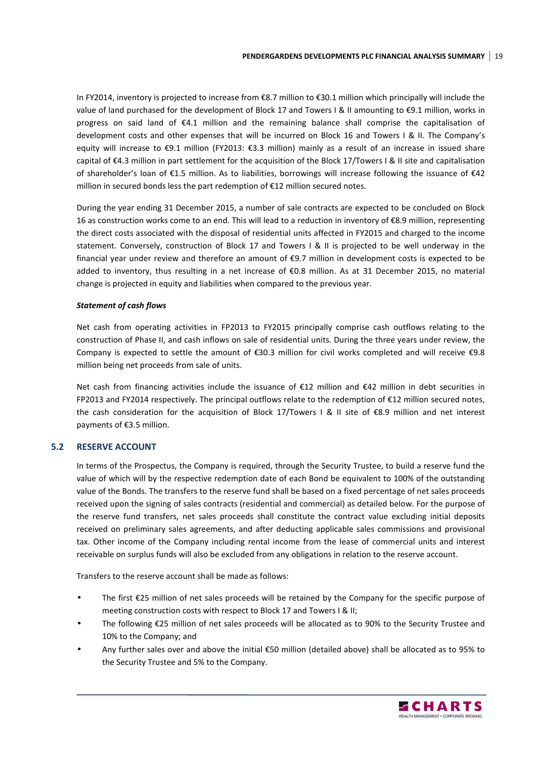In FY2014, inventory is projected to increase from €8.7 million to €30.1 million which principally will include the value of land purchased for the development of Block 17 and Towers I & II amounting to €9.1 million, works in progress on said land of €4.1 million and the remaining balance shall comprise the capitalisation of development costs and other expenses that will be incurred on Block 16 and Towers I & II. The Company's equity will increase to €9.1 million (FY2013: €3.3 million) mainly as a result of an increase in issued share capital of €4.3 million in part settlement for the acquisition of the Block 17/Towers I & II site and capitalisation of shareholder's loan of €1.5 million. As to liabilities, borrowings will increase following the issuance of €42 million in secured bonds less the part redemption of €12 million secured notes.

During the year ending 31 December 2015, a number of sale contracts are expected to be concluded on Block 16 as construction works come to an end. This will lead to a reduction in inventory of €8.9 million, representing the direct costs associated with the disposal of residential units affected in FY2015 and charged to the income statement. Conversely, construction of Block 17 and Towers I & II is projected to be well underway in the financial year under review and therefore an amount of €9.7 million in development costs is expected to be added to inventory, thus resulting in a net increase of €0.8 million. As at 31 December 2015, no material change is projected in equity and liabilities when compared to the previous year.

***Statement of cash flows***

Net cash from operating activities in FP2013 to FY2015 principally comprise cash outflows relating to the construction of Phase II, and cash inflows on sale of residential units. During the three years under review, the Company is expected to settle the amount of €30.3 million for civil works completed and will receive €9.8 million being net proceeds from sale of units.

Net cash from financing activities include the issuance of €12 million and €42 million in debt securities in FP2013 and FY2014 respectively. The principal outflows relate to the redemption of €12 million secured notes, the cash consideration for the acquisition of Block 17/Towers I & II site of €8.9 million and net interest payments of €3.5 million.

## 5.2 RESERVE ACCOUNT

In terms of the Prospectus, the Company is required, through the Security Trustee, to build a reserve fund the value of which will by the respective redemption date of each Bond be equivalent to 100% of the outstanding value of the Bonds. The transfers to the reserve fund shall be based on a fixed percentage of net sales proceeds received upon the signing of sales contracts (residential and commercial) as detailed below. For the purpose of the reserve fund transfers, net sales proceeds shall constitute the contract value excluding initial deposits received on preliminary sales agreements, and after deducting applicable sales commissions and provisional tax. Other income of the Company including rental income from the lease of commercial units and interest receivable on surplus funds will also be excluded from any obligations in relation to the reserve account.

Transfers to the reserve account shall be made as follows:

- The first €25 million of net sales proceeds will be retained by the Company for the specific purpose of meeting construction costs with respect to Block 17 and Towers I & II;
- The following €25 million of net sales proceeds will be allocated as to 90% to the Security Trustee and 10% to the Company; and
- Any further sales over and above the initial €50 million (detailed above) shall be allocated as to 95% to the Security Trustee and 5% to the Company.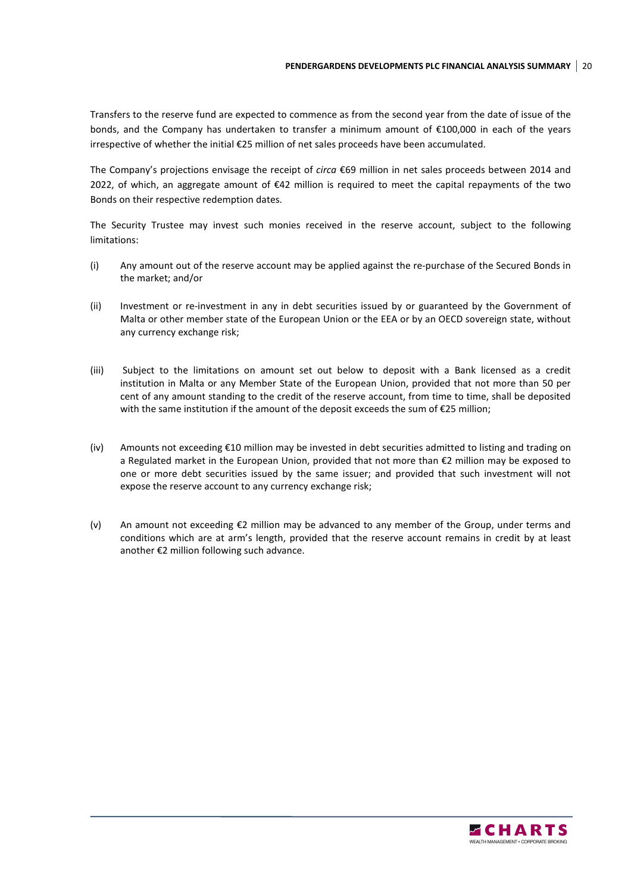Transfers to the reserve fund are expected to commence as from the second year from the date of issue of the bonds, and the Company has undertaken to transfer a minimum amount of €100,000 in each of the years irrespective of whether the initial €25 million of net sales proceeds have been accumulated.

The Company's projections envisage the receipt of *circa* €69 million in net sales proceeds between 2014 and 2022, of which, an aggregate amount of €42 million is required to meet the capital repayments of the two Bonds on their respective redemption dates.

The Security Trustee may invest such monies received in the reserve account, subject to the following limitations:

(i) Any amount out of the reserve account may be applied against the re-purchase of the Secured Bonds in the market; and/or

(ii) Investment or re-investment in any in debt securities issued by or guaranteed by the Government of Malta or other member state of the European Union or the EEA or by an OECD sovereign state, without any currency exchange risk;

(iii) Subject to the limitations on amount set out below to deposit with a Bank licensed as a credit institution in Malta or any Member State of the European Union, provided that not more than 50 per cent of any amount standing to the credit of the reserve account, from time to time, shall be deposited with the same institution if the amount of the deposit exceeds the sum of €25 million;

(iv) Amounts not exceeding €10 million may be invested in debt securities admitted to listing and trading on a Regulated market in the European Union, provided that not more than €2 million may be exposed to one or more debt securities issued by the same issuer; and provided that such investment will not expose the reserve account to any currency exchange risk;

(v) An amount not exceeding €2 million may be advanced to any member of the Group, under terms and conditions which are at arm's length, provided that the reserve account remains in credit by at least another €2 million following such advance.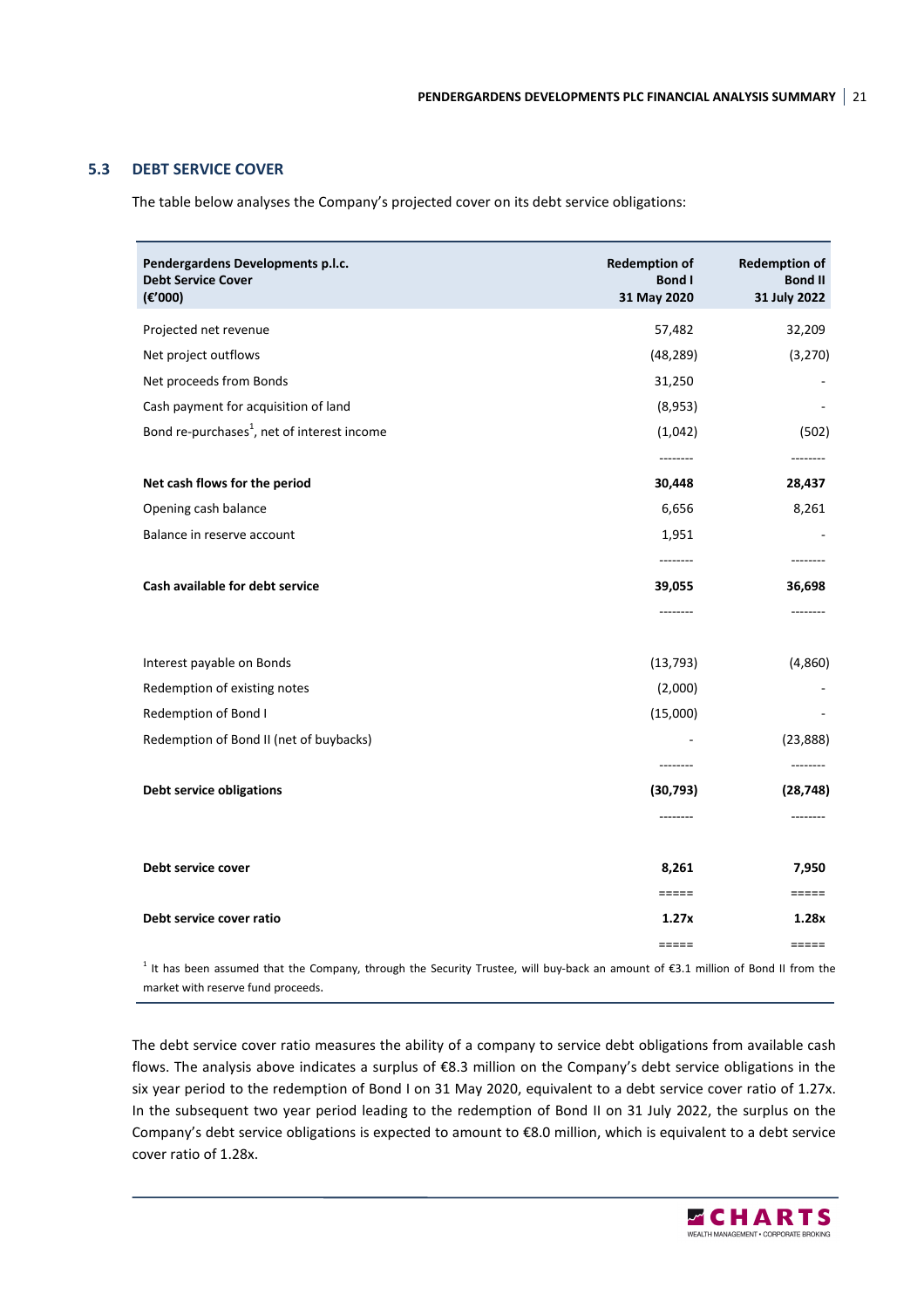### 5.3 DEBT SERVICE COVER

The table below analyses the Company's projected cover on its debt service obligations:

| Pendergardens Developments p.l.c. Debt Service Cover (€'000) | Redemption of Bond I 31 May 2020 | Redemption of Bond II 31 July 2022 |
|---|---|---|
| Projected net revenue | 57,482 | 32,209 |
| Net project outflows | (48,289) | (3,270) |
| Net proceeds from Bonds | 31,250 | - |
| Cash payment for acquisition of land | (8,953) | - |
| Bond re-purchases[1], net of interest income | (1,042) | (502) |
| **Net cash flows for the period** | **30,448** | **28,437** |
| Opening cash balance | 6,656 | 8,261 |
| Balance in reserve account | 1,951 | - |
| **Cash available for debt service** | **39,055** | **36,698** |
| Interest payable on Bonds | (13,793) | (4,860) |
| Redemption of existing notes | (2,000) | - |
| Redemption of Bond I | (15,000) | - |
| Redemption of Bond II (net of buybacks) | - | (23,888) |
| **Debt service obligations** | **(30,793)** | **(28,748)** |
| **Debt service cover** | **8,261** | **7,950** |
| **Debt service cover ratio** | **1.27x** | **1.28x** |

[1] It has been assumed that the Company, through the Security Trustee, will buy-back an amount of €3.1 million of Bond II from the market with reserve fund proceeds.

The debt service cover ratio measures the ability of a company to service debt obligations from available cash flows. The analysis above indicates a surplus of €8.3 million on the Company's debt service obligations in the six year period to the redemption of Bond I on 31 May 2020, equivalent to a debt service cover ratio of 1.27x. In the subsequent two year period leading to the redemption of Bond II on 31 July 2022, the surplus on the Company's debt service obligations is expected to amount to €8.0 million, which is equivalent to a debt service cover ratio of 1.28x.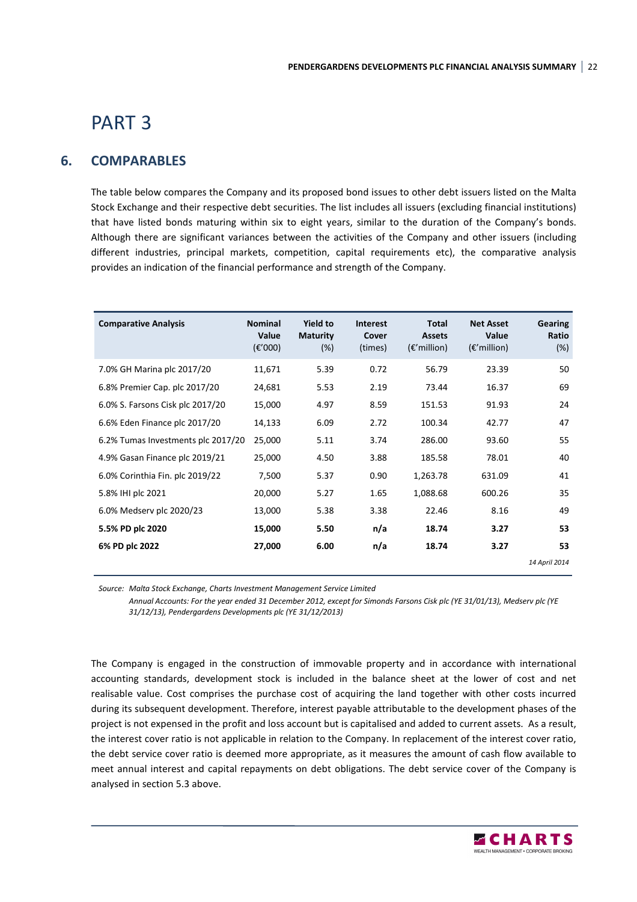# PART 3

## 6. COMPARABLES

The table below compares the Company and its proposed bond issues to other debt issuers listed on the Malta Stock Exchange and their respective debt securities. The list includes all issuers (excluding financial institutions) that have listed bonds maturing within six to eight years, similar to the duration of the Company's bonds. Although there are significant variances between the activities of the Company and other issuers (including different industries, principal markets, competition, capital requirements etc), the comparative analysis provides an indication of the financial performance and strength of the Company.

| Comparative Analysis | Nominal Value (€'000) | Yield to Maturity (%) | Interest Cover (times) | Total Assets (€'million) | Net Asset Value (€'million) | Gearing Ratio (%) |
|---|---|---|---|---|---|---|
| 7.0% GH Marina plc 2017/20 | 11,671 | 5.39 | 0.72 | 56.79 | 23.39 | 50 |
| 6.8% Premier Cap. plc 2017/20 | 24,681 | 5.53 | 2.19 | 73.44 | 16.37 | 69 |
| 6.0% S. Farsons Cisk plc 2017/20 | 15,000 | 4.97 | 8.59 | 151.53 | 91.93 | 24 |
| 6.6% Eden Finance plc 2017/20 | 14,133 | 6.09 | 2.72 | 100.34 | 42.77 | 47 |
| 6.2% Tumas Investments plc 2017/20 | 25,000 | 5.11 | 3.74 | 286.00 | 93.60 | 55 |
| 4.9% Gasan Finance plc 2019/21 | 25,000 | 4.50 | 3.88 | 185.58 | 78.01 | 40 |
| 6.0% Corinthia Fin. plc 2019/22 | 7,500 | 5.37 | 0.90 | 1,263.78 | 631.09 | 41 |
| 5.8% IHI plc 2021 | 20,000 | 5.27 | 1.65 | 1,088.68 | 600.26 | 35 |
| 6.0% Medserv plc 2020/23 | 13,000 | 5.38 | 3.38 | 22.46 | 8.16 | 49 |
| **5.5% PD plc 2020** | **15,000** | **5.50** | **n/a** | **18.74** | **3.27** | **53** |
| **6% PD plc 2022** | **27,000** | **6.00** | **n/a** | **18.74** | **3.27** | **53** |

*14 April 2014*

*Source: Malta Stock Exchange, Charts Investment Management Service Limited*
*Annual Accounts: For the year ended 31 December 2012, except for Simonds Farsons Cisk plc (YE 31/01/13), Medserv plc (YE 31/12/13), Pendergardens Developments plc (YE 31/12/2013)*

The Company is engaged in the construction of immovable property and in accordance with international accounting standards, development stock is included in the balance sheet at the lower of cost and net realisable value. Cost comprises the purchase cost of acquiring the land together with other costs incurred during its subsequent development. Therefore, interest payable attributable to the development phases of the project is not expensed in the profit and loss account but is capitalised and added to current assets. As a result, the interest cover ratio is not applicable in relation to the Company. In replacement of the interest cover ratio, the debt service cover ratio is deemed more appropriate, as it measures the amount of cash flow available to meet annual interest and capital repayments on debt obligations. The debt service cover of the Company is analysed in section 5.3 above.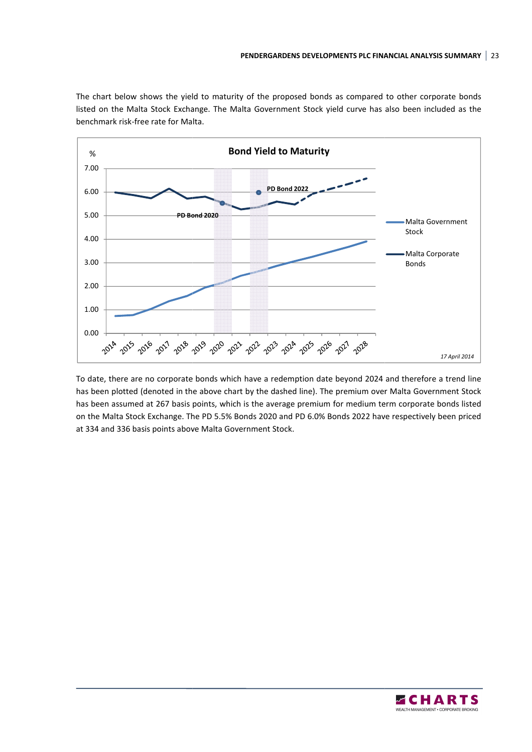The chart below shows the yield to maturity of the proposed bonds as compared to other corporate bonds listed on the Malta Stock Exchange. The Malta Government Stock yield curve has also been included as the benchmark risk-free rate for Malta.

**Bond Yield to Maturity**

%

7.00
6.00
5.00
4.00
3.00
2.00
1.00
0.00

2014 2015 2016 2017 2018 2019 2020 2021 2022 2023 2024 2025 2026 2027 2028

PD Bond 2022

PD Bond 2020

Malta Government Stock

Malta Corporate Bonds

*17 April 2014*

To date, there are no corporate bonds which have a redemption date beyond 2024 and therefore a trend line has been plotted (denoted in the above chart by the dashed line). The premium over Malta Government Stock has been assumed at 267 basis points, which is the average premium for medium term corporate bonds listed on the Malta Stock Exchange. The PD 5.5% Bonds 2020 and PD 6.0% Bonds 2022 have respectively been priced at 334 and 336 basis points above Malta Government Stock.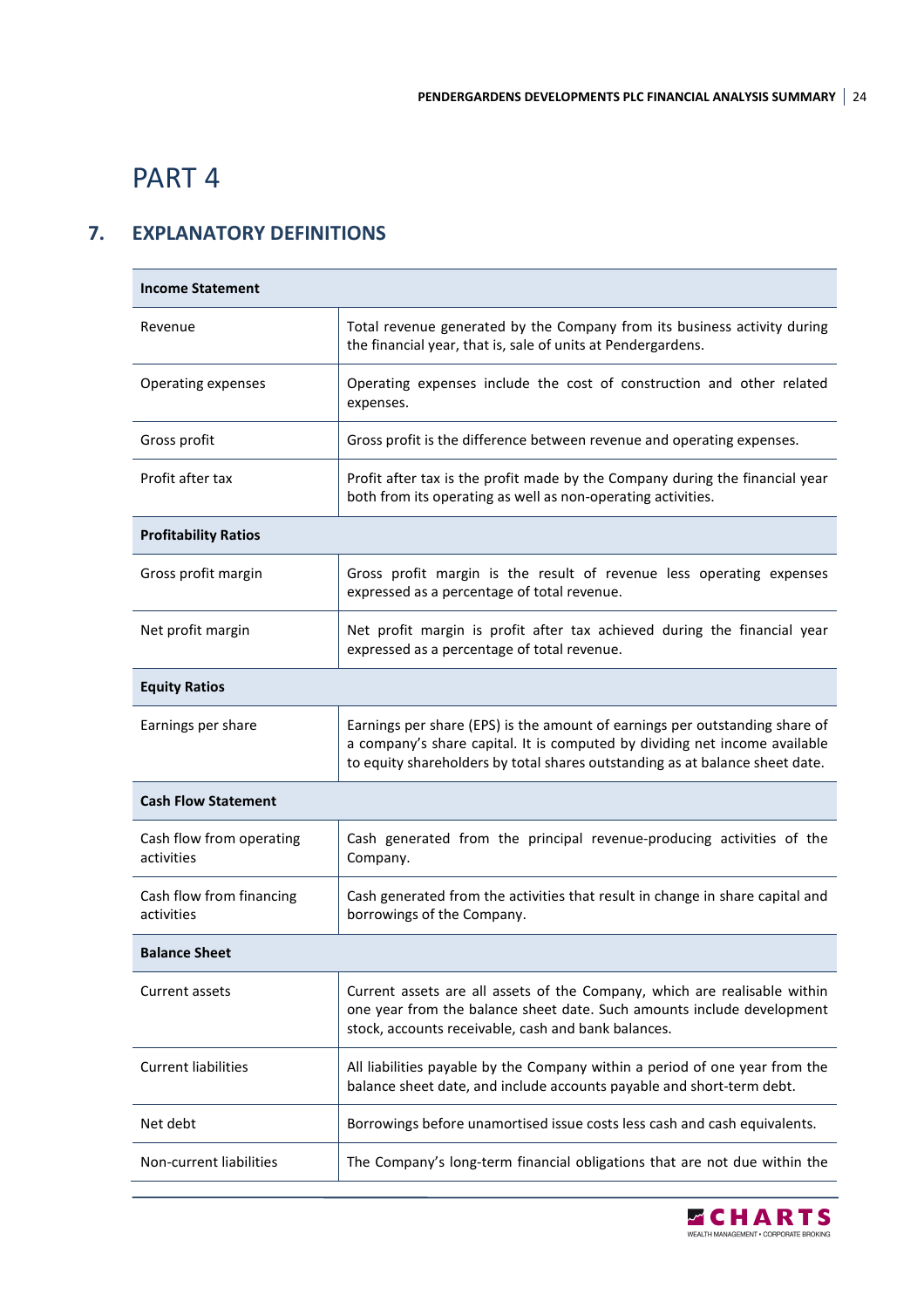# PART 4

## 7. EXPLANATORY DEFINITIONS

| **Income Statement** | |
|---|---|
| Revenue | Total revenue generated by the Company from its business activity during the financial year, that is, sale of units at Pendergardens. |
| Operating expenses | Operating expenses include the cost of construction and other related expenses. |
| Gross profit | Gross profit is the difference between revenue and operating expenses. |
| Profit after tax | Profit after tax is the profit made by the Company during the financial year both from its operating as well as non-operating activities. |
| **Profitability Ratios** | |
| Gross profit margin | Gross profit margin is the result of revenue less operating expenses expressed as a percentage of total revenue. |
| Net profit margin | Net profit margin is profit after tax achieved during the financial year expressed as a percentage of total revenue. |
| **Equity Ratios** | |
| Earnings per share | Earnings per share (EPS) is the amount of earnings per outstanding share of a company's share capital. It is computed by dividing net income available to equity shareholders by total shares outstanding as at balance sheet date. |
| **Cash Flow Statement** | |
| Cash flow from operating activities | Cash generated from the principal revenue-producing activities of the Company. |
| Cash flow from financing activities | Cash generated from the activities that result in change in share capital and borrowings of the Company. |
| **Balance Sheet** | |
| Current assets | Current assets are all assets of the Company, which are realisable within one year from the balance sheet date. Such amounts include development stock, accounts receivable, cash and bank balances. |
| Current liabilities | All liabilities payable by the Company within a period of one year from the balance sheet date, and include accounts payable and short-term debt. |
| Net debt | Borrowings before unamortised issue costs less cash and cash equivalents. |
| Non-current liabilities | The Company's long-term financial obligations that are not due within the |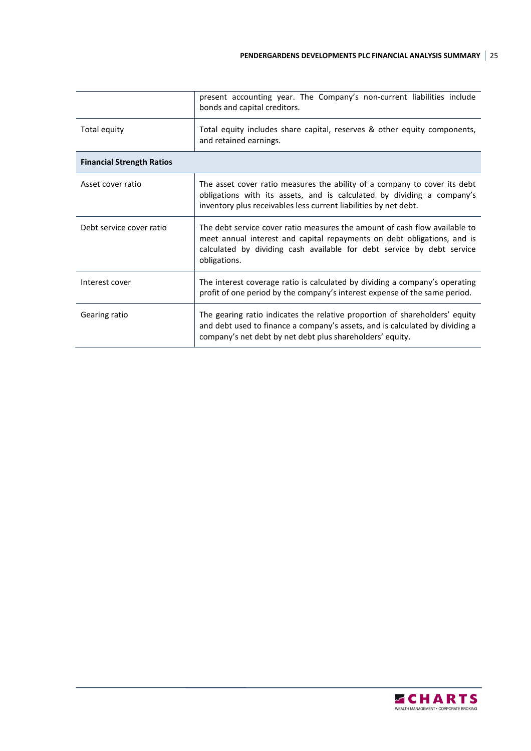| | |
|---|---|
| | present accounting year. The Company's non-current liabilities include bonds and capital creditors. |
| Total equity | Total equity includes share capital, reserves & other equity components, and retained earnings. |
| **Financial Strength Ratios** | |
| Asset cover ratio | The asset cover ratio measures the ability of a company to cover its debt obligations with its assets, and is calculated by dividing a company's inventory plus receivables less current liabilities by net debt. |
| Debt service cover ratio | The debt service cover ratio measures the amount of cash flow available to meet annual interest and capital repayments on debt obligations, and is calculated by dividing cash available for debt service by debt service obligations. |
| Interest cover | The interest coverage ratio is calculated by dividing a company's operating profit of one period by the company's interest expense of the same period. |
| Gearing ratio | The gearing ratio indicates the relative proportion of shareholders' equity and debt used to finance a company's assets, and is calculated by dividing a company's net debt by net debt plus shareholders' equity. |